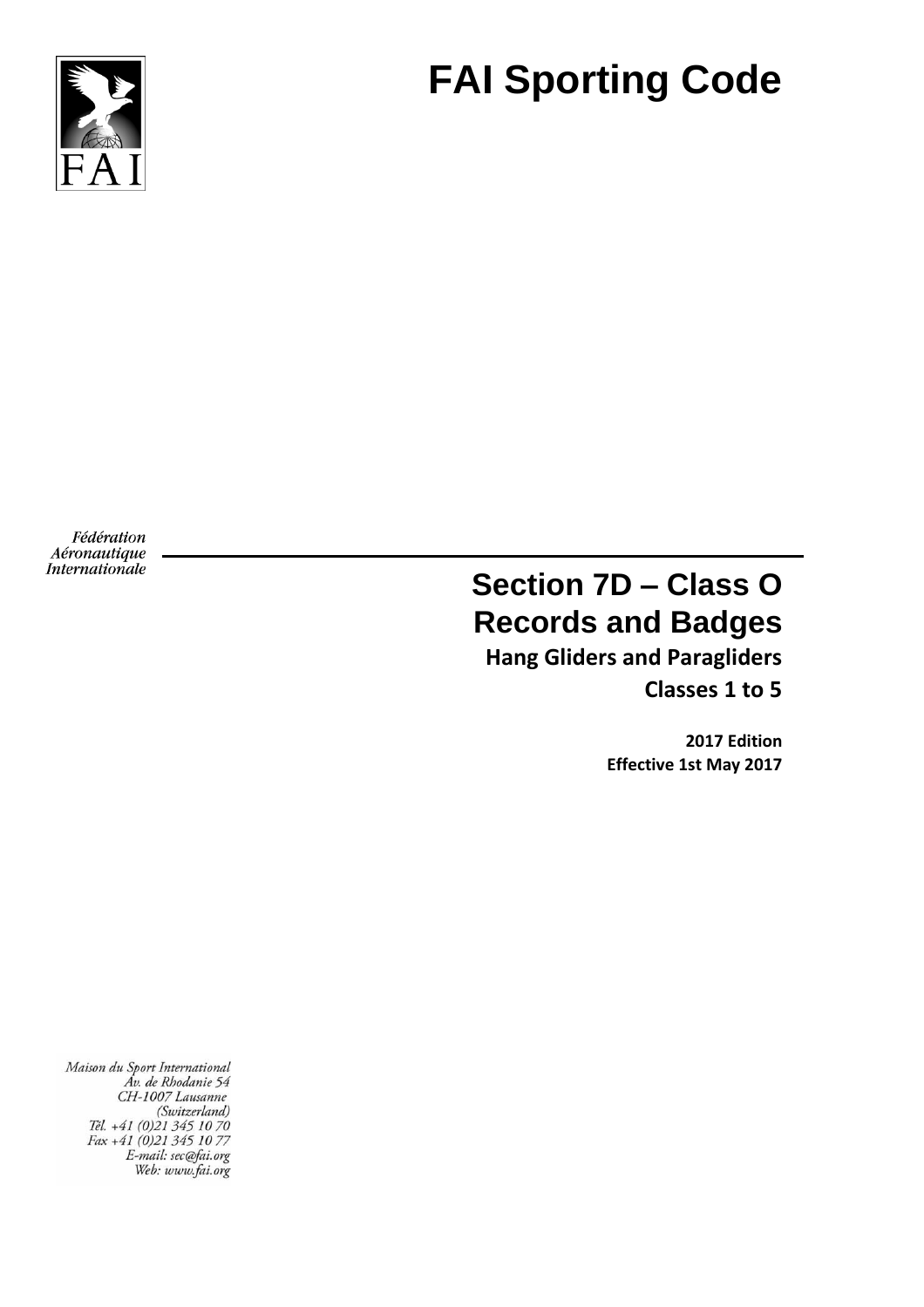FAI

# FAI Sporting Code

Fédération
Aéronautique
Internationale

## Section 7D – Class O
## Records and Badges

**Hang Gliders and Paragliders**

**Classes 1 to 5**

**2017 Edition**
**Effective 1st May 2017**

*Maison du Sport International*
*Av. de Rhodanie 54*
*CH-1007 Lausanne*
*(Switzerland)*
*Tél. +41 (0)21 345 10 70*
*Fax +41 (0)21 345 10 77*
*E-mail: sec@fai.org*
*Web: www.fai.org*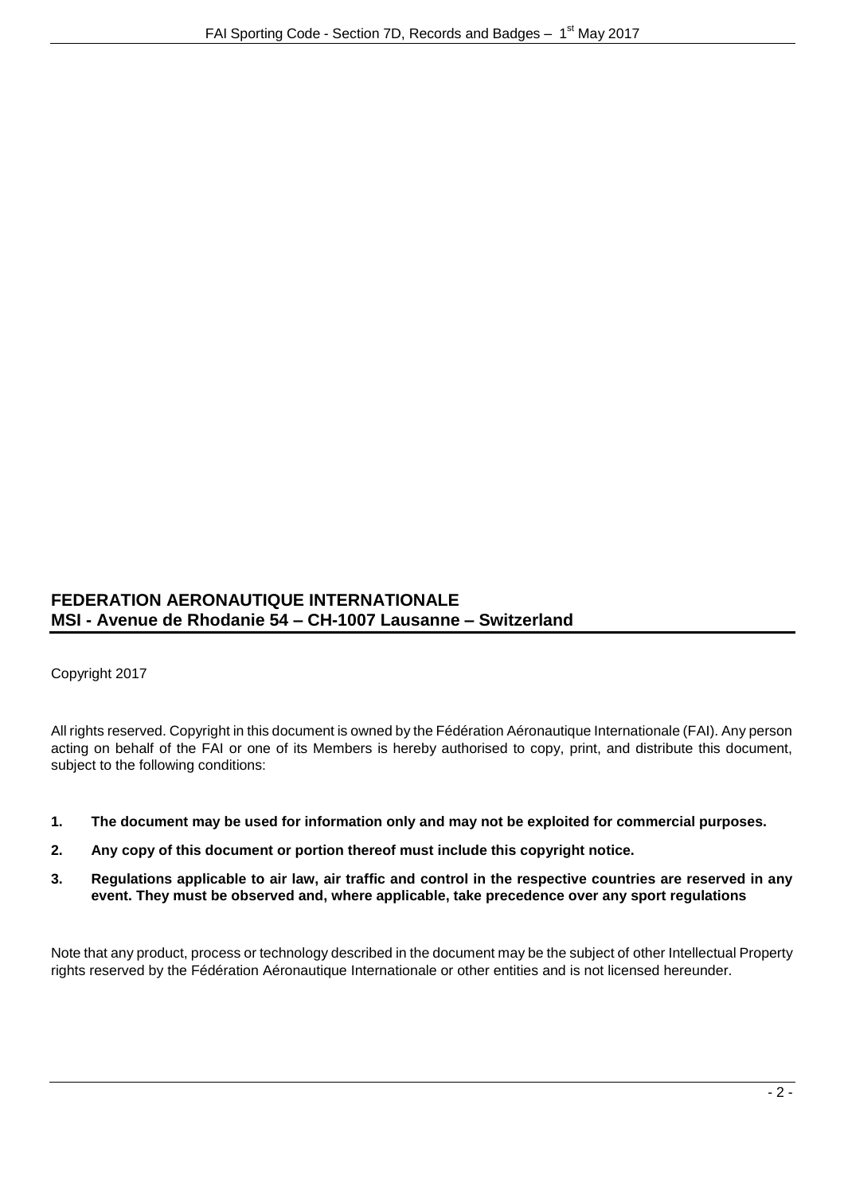**FEDERATION AERONAUTIQUE INTERNATIONALE**
**MSI - Avenue de Rhodanie 54 – CH-1007 Lausanne – Switzerland**

Copyright 2017

All rights reserved. Copyright in this document is owned by the Fédération Aéronautique Internationale (FAI). Any person acting on behalf of the FAI or one of its Members is hereby authorised to copy, print, and distribute this document, subject to the following conditions:

1. **The document may be used for information only and may not be exploited for commercial purposes.**
2. **Any copy of this document or portion thereof must include this copyright notice.**
3. **Regulations applicable to air law, air traffic and control in the respective countries are reserved in any event. They must be observed and, where applicable, take precedence over any sport regulations**

Note that any product, process or technology described in the document may be the subject of other Intellectual Property rights reserved by the Fédération Aéronautique Internationale or other entities and is not licensed hereunder.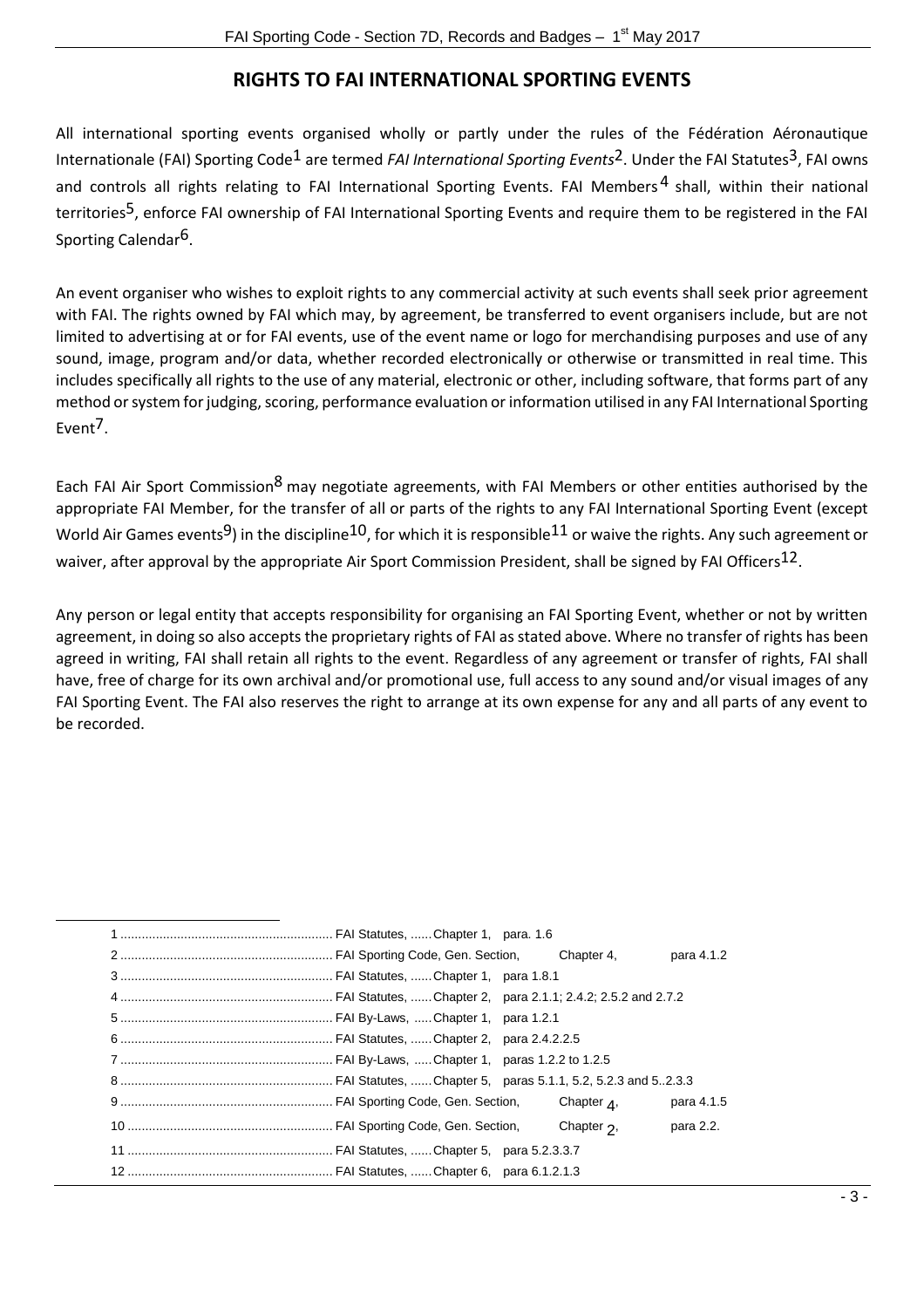## RIGHTS TO FAI INTERNATIONAL SPORTING EVENTS

All international sporting events organised wholly or partly under the rules of the Fédération Aéronautique Internationale (FAI) Sporting Code[1] are termed *FAI International Sporting Events*[2]. Under the FAI Statutes[3], FAI owns and controls all rights relating to FAI International Sporting Events. FAI Members[4] shall, within their national territories[5], enforce FAI ownership of FAI International Sporting Events and require them to be registered in the FAI Sporting Calendar[6].

An event organiser who wishes to exploit rights to any commercial activity at such events shall seek prior agreement with FAI. The rights owned by FAI which may, by agreement, be transferred to event organisers include, but are not limited to advertising at or for FAI events, use of the event name or logo for merchandising purposes and use of any sound, image, program and/or data, whether recorded electronically or otherwise or transmitted in real time. This includes specifically all rights to the use of any material, electronic or other, including software, that forms part of any method or system for judging, scoring, performance evaluation or information utilised in any FAI International Sporting Event[7].

Each FAI Air Sport Commission[8] may negotiate agreements, with FAI Members or other entities authorised by the appropriate FAI Member, for the transfer of all or parts of the rights to any FAI International Sporting Event (except World Air Games events[9]) in the discipline[10], for which it is responsible[11] or waive the rights. Any such agreement or waiver, after approval by the appropriate Air Sport Commission President, shall be signed by FAI Officers[12].

Any person or legal entity that accepts responsibility for organising an FAI Sporting Event, whether or not by written agreement, in doing so also accepts the proprietary rights of FAI as stated above. Where no transfer of rights has been agreed in writing, FAI shall retain all rights to the event. Regardless of any agreement or transfer of rights, FAI shall have, free of charge for its own archival and/or promotional use, full access to any sound and/or visual images of any FAI Sporting Event. The FAI also reserves the right to arrange at its own expense for any and all parts of any event to be recorded.

---

1 ............ FAI Statutes, ...... Chapter 1, para. 1.6
2 ............ FAI Sporting Code, Gen. Section, Chapter 4, para 4.1.2
3 ............ FAI Statutes, ...... Chapter 1, para 1.8.1
4 ............ FAI Statutes, ...... Chapter 2, para 2.1.1; 2.4.2; 2.5.2 and 2.7.2
5 ............ FAI By-Laws, ..... Chapter 1, para 1.2.1
6 ............ FAI Statutes, ...... Chapter 2, para 2.4.2.2.5
7 ............ FAI By-Laws, ..... Chapter 1, paras 1.2.2 to 1.2.5
8 ............ FAI Statutes, ...... Chapter 5, paras 5.1.1, 5.2, 5.2.3 and 5..2.3.3
9 ............ FAI Sporting Code, Gen. Section, Chapter 4, para 4.1.5
10 .......... FAI Sporting Code, Gen. Section, Chapter 2, para 2.2.
11 .......... FAI Statutes, ...... Chapter 5, para 5.2.3.3.7
12 .......... FAI Statutes, ...... Chapter 6, para 6.1.2.1.3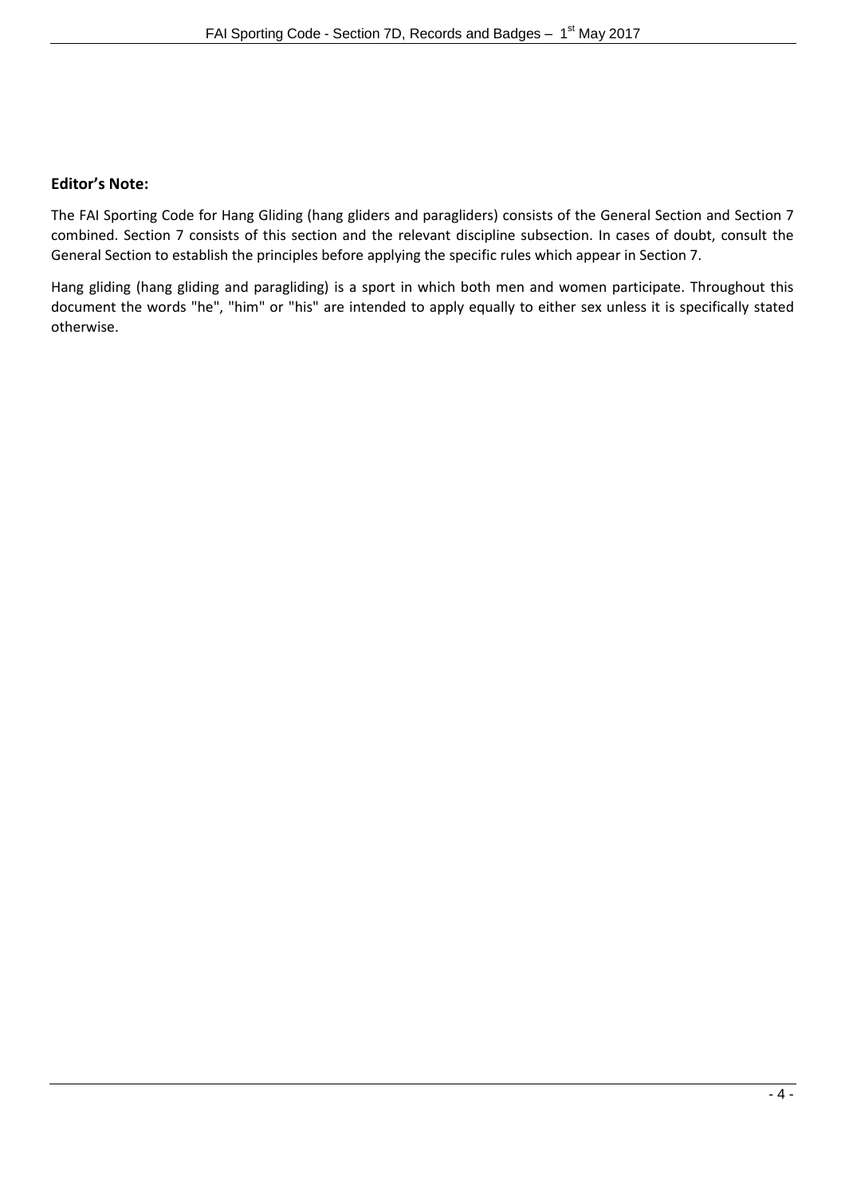**Editor's Note:**

The FAI Sporting Code for Hang Gliding (hang gliders and paragliders) consists of the General Section and Section 7 combined. Section 7 consists of this section and the relevant discipline subsection. In cases of doubt, consult the General Section to establish the principles before applying the specific rules which appear in Section 7.

Hang gliding (hang gliding and paragliding) is a sport in which both men and women participate. Throughout this document the words "he", "him" or "his" are intended to apply equally to either sex unless it is specifically stated otherwise.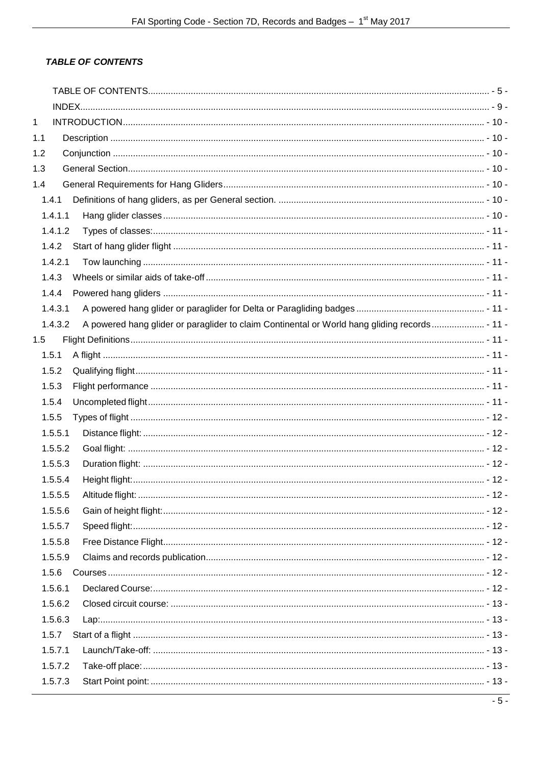***TABLE OF CONTENTS***

TABLE OF CONTENTS - 5 -
INDEX - 9 -
1 INTRODUCTION - 10 -
1.1 Description - 10 -
1.2 Conjunction - 10 -
1.3 General Section - 10 -
1.4 General Requirements for Hang Gliders - 10 -
1.4.1 Definitions of hang gliders, as per General section. - 10 -
1.4.1.1 Hang glider classes - 10 -
1.4.1.2 Types of classes: - 11 -
1.4.2 Start of hang glider flight - 11 -
1.4.2.1 Tow launching - 11 -
1.4.3 Wheels or similar aids of take-off - 11 -
1.4.4 Powered hang gliders - 11 -
1.4.3.1 A powered hang glider or paraglider for Delta or Paragliding badges - 11 -
1.4.3.2 A powered hang glider or paraglider to claim Continental or World hang gliding records - 11 -
1.5 Flight Definitions - 11 -
1.5.1 A flight - 11 -
1.5.2 Qualifying flight - 11 -
1.5.3 Flight performance - 11 -
1.5.4 Uncompleted flight - 11 -
1.5.5 Types of flight - 12 -
1.5.5.1 Distance flight: - 12 -
1.5.5.2 Goal flight: - 12 -
1.5.5.3 Duration flight: - 12 -
1.5.5.4 Height flight: - 12 -
1.5.5.5 Altitude flight: - 12 -
1.5.5.6 Gain of height flight: - 12 -
1.5.5.7 Speed flight: - 12 -
1.5.5.8 Free Distance Flight - 12 -
1.5.5.9 Claims and records publication - 12 -
1.5.6 Courses - 12 -
1.5.6.1 Declared Course: - 12 -
1.5.6.2 Closed circuit course: - 13 -
1.5.6.3 Lap: - 13 -
1.5.7 Start of a flight - 13 -
1.5.7.1 Launch/Take-off: - 13 -
1.5.7.2 Take-off place: - 13 -
1.5.7.3 Start Point point: - 13 -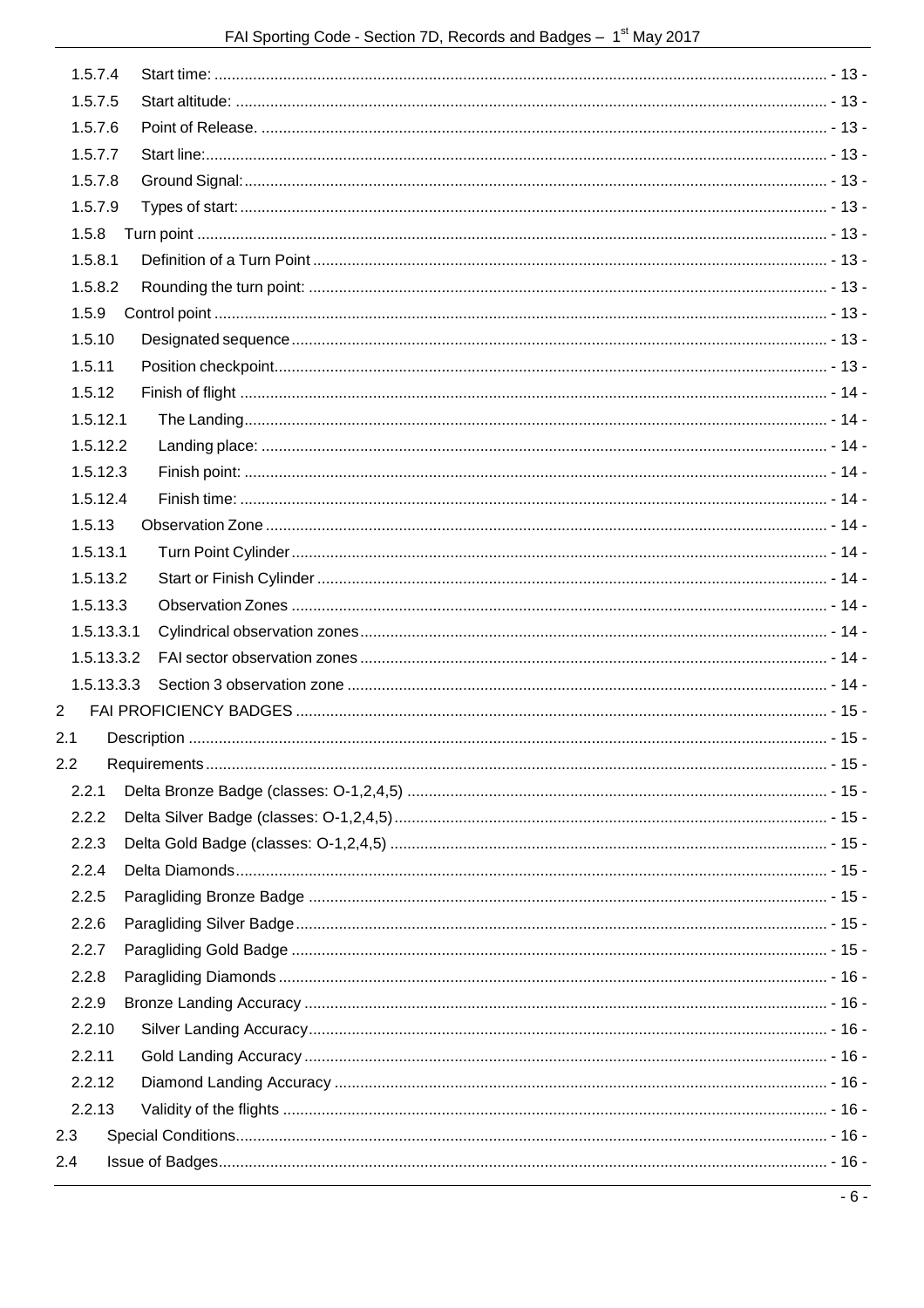1.5.7.4 Start time: ... - 13 -
1.5.7.5 Start altitude: ... - 13 -
1.5.7.6 Point of Release. ... - 13 -
1.5.7.7 Start line: ... - 13 -
1.5.7.8 Ground Signal: ... - 13 -
1.5.7.9 Types of start: ... - 13 -
1.5.8 Turn point ... - 13 -
1.5.8.1 Definition of a Turn Point ... - 13 -
1.5.8.2 Rounding the turn point: ... - 13 -
1.5.9 Control point ... - 13 -
1.5.10 Designated sequence ... - 13 -
1.5.11 Position checkpoint ... - 13 -
1.5.12 Finish of flight ... - 14 -
1.5.12.1 The Landing ... - 14 -
1.5.12.2 Landing place: ... - 14 -
1.5.12.3 Finish point: ... - 14 -
1.5.12.4 Finish time: ... - 14 -
1.5.13 Observation Zone ... - 14 -
1.5.13.1 Turn Point Cylinder ... - 14 -
1.5.13.2 Start or Finish Cylinder ... - 14 -
1.5.13.3 Observation Zones ... - 14 -
1.5.13.3.1 Cylindrical observation zones ... - 14 -
1.5.13.3.2 FAI sector observation zones ... - 14 -
1.5.13.3.3 Section 3 observation zone ... - 14 -
2 FAI PROFICIENCY BADGES ... - 15 -
2.1 Description ... - 15 -
2.2 Requirements ... - 15 -
2.2.1 Delta Bronze Badge (classes: O-1,2,4,5) ... - 15 -
2.2.2 Delta Silver Badge (classes: O-1,2,4,5) ... - 15 -
2.2.3 Delta Gold Badge (classes: O-1,2,4,5) ... - 15 -
2.2.4 Delta Diamonds ... - 15 -
2.2.5 Paragliding Bronze Badge ... - 15 -
2.2.6 Paragliding Silver Badge ... - 15 -
2.2.7 Paragliding Gold Badge ... - 15 -
2.2.8 Paragliding Diamonds ... - 16 -
2.2.9 Bronze Landing Accuracy ... - 16 -
2.2.10 Silver Landing Accuracy ... - 16 -
2.2.11 Gold Landing Accuracy ... - 16 -
2.2.12 Diamond Landing Accuracy ... - 16 -
2.2.13 Validity of the flights ... - 16 -
2.3 Special Conditions ... - 16 -
2.4 Issue of Badges ... - 16 -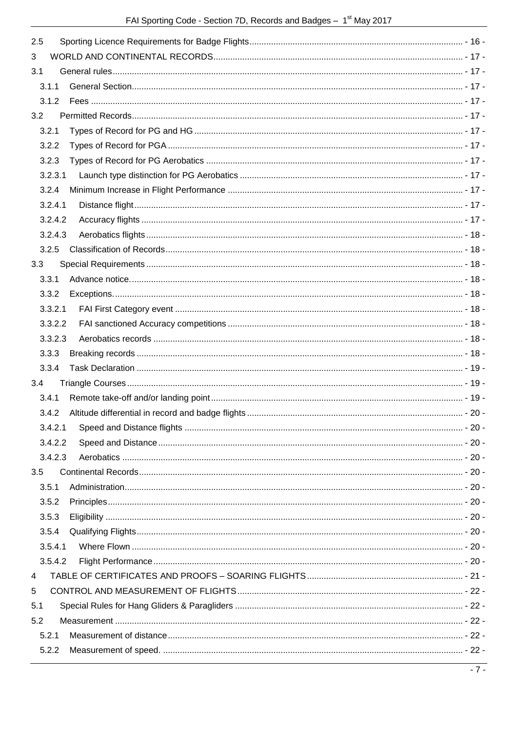2.5 Sporting Licence Requirements for Badge Flights ........ - 16 -
3 WORLD AND CONTINENTAL RECORDS ........ - 17 -
3.1 General rules ........ - 17 -
3.1.1 General Section ........ - 17 -
3.1.2 Fees ........ - 17 -
3.2 Permitted Records ........ - 17 -
3.2.1 Types of Record for PG and HG ........ - 17 -
3.2.2 Types of Record for PGA ........ - 17 -
3.2.3 Types of Record for PG Aerobatics ........ - 17 -
3.2.3.1 Launch type distinction for PG Aerobatics ........ - 17 -
3.2.4 Minimum Increase in Flight Performance ........ - 17 -
3.2.4.1 Distance flight ........ - 17 -
3.2.4.2 Accuracy flights ........ - 17 -
3.2.4.3 Aerobatics flights ........ - 18 -
3.2.5 Classification of Records ........ - 18 -
3.3 Special Requirements ........ - 18 -
3.3.1 Advance notice. ........ - 18 -
3.3.2 Exceptions. ........ - 18 -
3.3.2.1 FAI First Category event ........ - 18 -
3.3.2.2 FAI sanctioned Accuracy competitions ........ - 18 -
3.3.2.3 Aerobatics records ........ - 18 -
3.3.3 Breaking records ........ - 18 -
3.3.4 Task Declaration ........ - 19 -
3.4 Triangle Courses ........ - 19 -
3.4.1 Remote take-off and/or landing point ........ - 19 -
3.4.2 Altitude differential in record and badge flights ........ - 20 -
3.4.2.1 Speed and Distance flights ........ - 20 -
3.4.2.2 Speed and Distance ........ - 20 -
3.4.2.3 Aerobatics ........ - 20 -
3.5 Continental Records ........ - 20 -
3.5.1 Administration ........ - 20 -
3.5.2 Principles ........ - 20 -
3.5.3 Eligibility ........ - 20 -
3.5.4 Qualifying Flights ........ - 20 -
3.5.4.1 Where Flown ........ - 20 -
3.5.4.2 Flight Performance ........ - 20 -
4 TABLE OF CERTIFICATES AND PROOFS – SOARING FLIGHTS ........ - 21 -
5 CONTROL AND MEASUREMENT OF FLIGHTS ........ - 22 -
5.1 Special Rules for Hang Gliders & Paragliders ........ - 22 -
5.2 Measurement ........ - 22 -
5.2.1 Measurement of distance ........ - 22 -
5.2.2 Measurement of speed. ........ - 22 -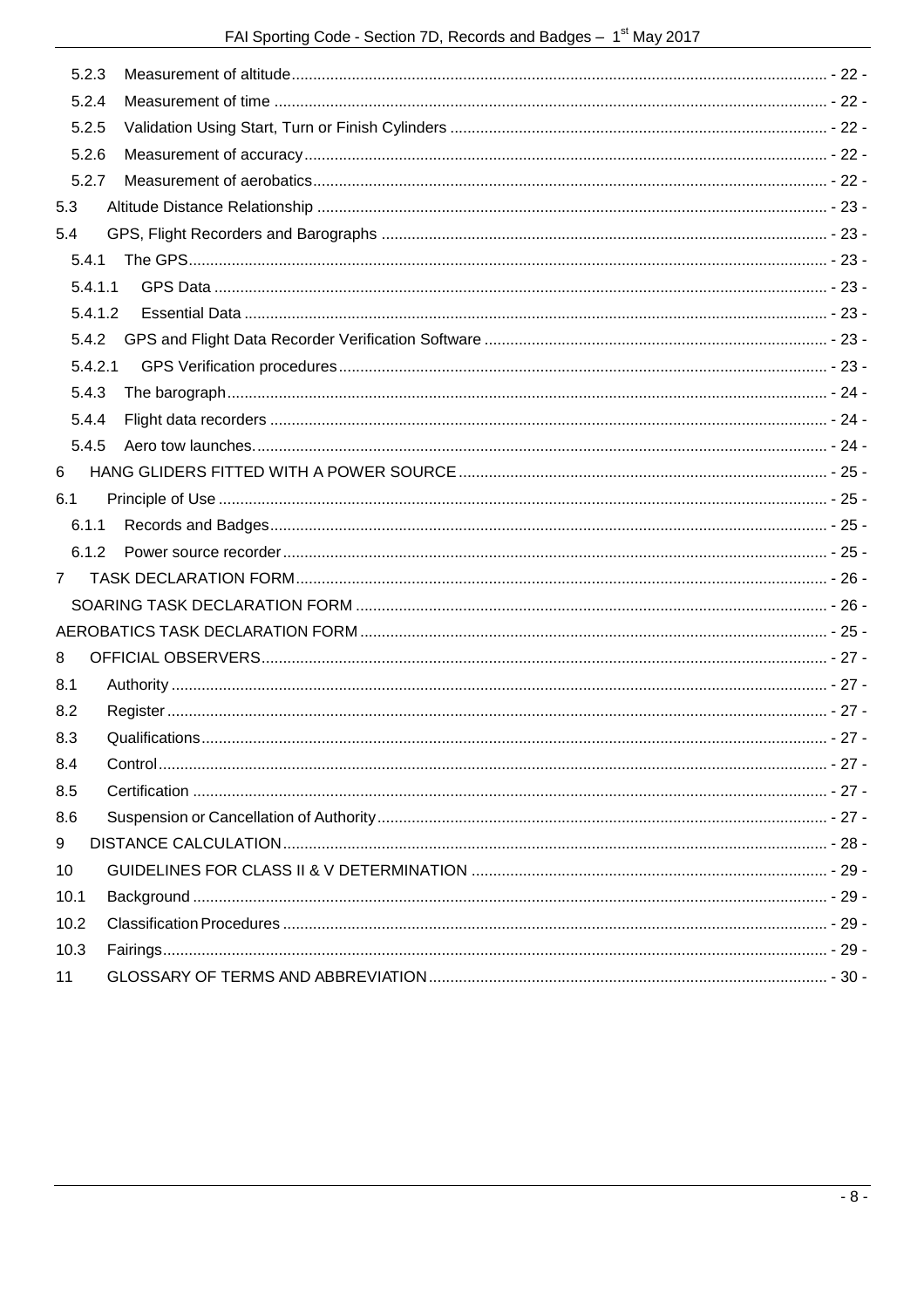5.2.3 Measurement of altitude - 22 -

5.2.4 Measurement of time - 22 -

5.2.5 Validation Using Start, Turn or Finish Cylinders - 22 -

5.2.6 Measurement of accuracy - 22 -

5.2.7 Measurement of aerobatics - 22 -

5.3 Altitude Distance Relationship - 23 -

5.4 GPS, Flight Recorders and Barographs - 23 -

5.4.1 The GPS - 23 -

5.4.1.1 GPS Data - 23 -

5.4.1.2 Essential Data - 23 -

5.4.2 GPS and Flight Data Recorder Verification Software - 23 -

5.4.2.1 GPS Verification procedures - 23 -

5.4.3 The barograph - 24 -

5.4.4 Flight data recorders - 24 -

5.4.5 Aero tow launches. - 24 -

6 HANG GLIDERS FITTED WITH A POWER SOURCE - 25 -

6.1 Principle of Use - 25 -

6.1.1 Records and Badges - 25 -

6.1.2 Power source recorder - 25 -

7 TASK DECLARATION FORM - 26 -

SOARING TASK DECLARATION FORM - 26 -

AEROBATICS TASK DECLARATION FORM - 25 -

8 OFFICIAL OBSERVERS - 27 -

8.1 Authority - 27 -

8.2 Register - 27 -

8.3 Qualifications - 27 -

8.4 Control - 27 -

8.5 Certification - 27 -

8.6 Suspension or Cancellation of Authority - 27 -

9 DISTANCE CALCULATION - 28 -

10 GUIDELINES FOR CLASS II & V DETERMINATION - 29 -

10.1 Background - 29 -

10.2 Classification Procedures - 29 -

10.3 Fairings - 29 -

11 GLOSSARY OF TERMS AND ABBREVIATION - 30 -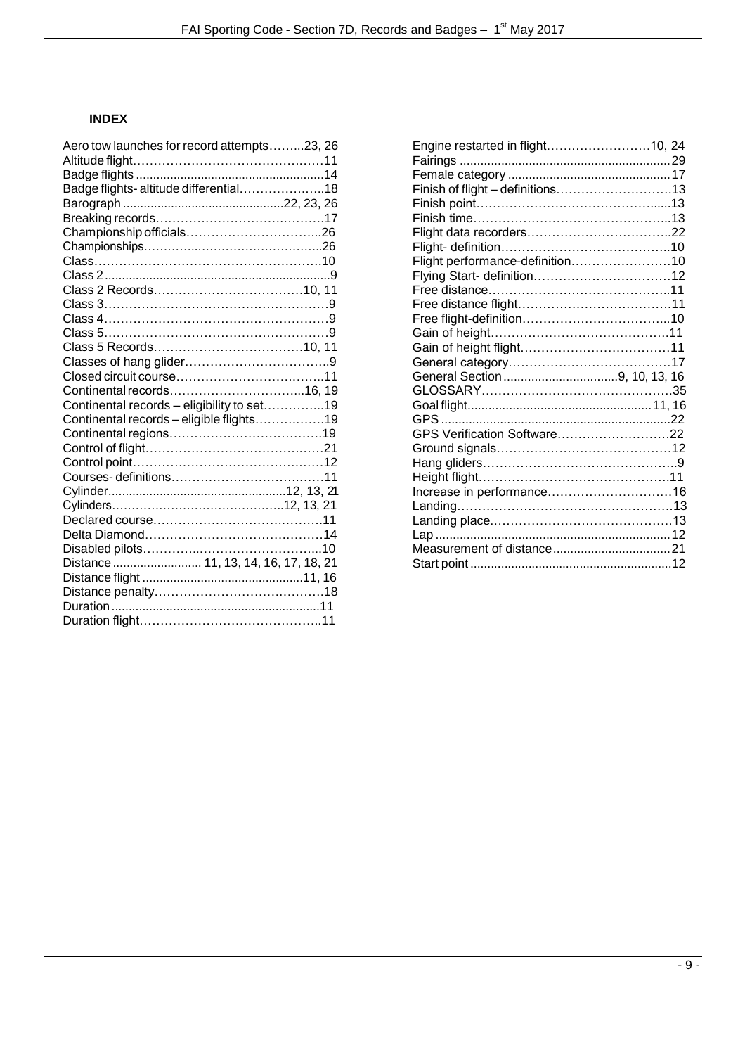## INDEX

Aero tow launches for record attempts……...23, 26
Altitude flight……………………………….……11
Badge flights ........................................................14
Badge flights- altitude differential………………..18
Barograph ...............................................22, 23, 26
Breaking records…………………………….……17
Championship officials…………………………...26
Championships………….……………………….26
Class……………………………………………….10
Class 2 ..................................................................9
Class 2 Records………………………………10, 11
Class 3……………………………………………….9
Class 4……………………………………………….9
Class 5……………………………………………….9
Class 5 Records………………………………10, 11
Classes of hang glider…………………………….9
Closed circuit course……………………………..11
Continental records………………………...16, 19
Continental records – eligibility to set…………..19
Continental records – eligible flights…………….19
Continental regions……………………………….19
Control of flight………………………………….…21
Control point…………………………………….…12
Courses- definitions……………………………….11
Cylinder....................................................12, 13, 21
Cylinders……………………………………..12, 13, 21
Declared course……………………………….…..11
Delta Diamond……………………………….…….14
Disabled pilots…………..……………………….....10
Distance .......................... 11, 13, 14, 16, 17, 18, 21
Distance flight ...............................................11, 16
Distance penalty…………………………………..18
Duration .............................................................11
Duration flight……………………………………..11

Engine restarted in flight……………………10, 24
Fairings ..............................................................29
Female category ................................................17
Finish of flight – definitions………………………13
Finish point…………………………………….......13
Finish time………………………………………....13
Flight data recorders……………………………..22
Flight- definition…………………………………..10
Flight performance-definition……………………10
Flying Start- definition……………………………12
Free distance……………………………………..11
Free distance flight………………………………11
Free flight-definition……………………………...10
Gain of height……………………………………11
Gain of height flight………………………………11
General category…………………………………17
General Section .................................9, 10, 13, 16
GLOSSARY………………………………………35
Goal flight.....................................................11, 16
GPS ...................................................................22
GPS Verification Software………………………22
Ground signals……………………………………12
Hang gliders………………………………………..9
Height flight………………………………………11
Increase in performance…………………………16
Landing……………………………………………13
Landing place.……………………………………13
Lap .....................................................................12
Measurement of distance...................................21
Start point ...........................................................12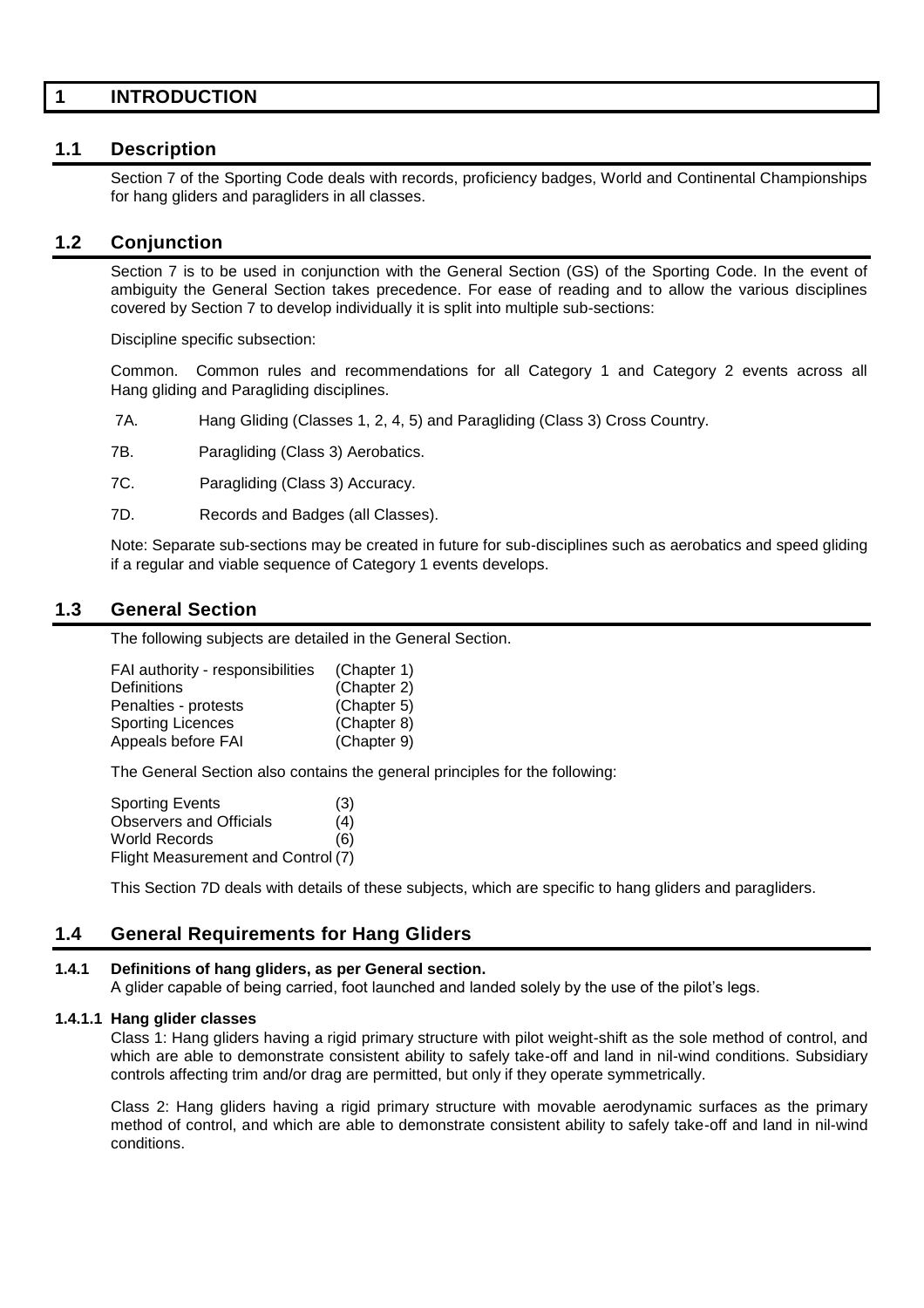# 1 INTRODUCTION

## 1.1 Description

Section 7 of the Sporting Code deals with records, proficiency badges, World and Continental Championships for hang gliders and paragliders in all classes.

## 1.2 Conjunction

Section 7 is to be used in conjunction with the General Section (GS) of the Sporting Code. In the event of ambiguity the General Section takes precedence. For ease of reading and to allow the various disciplines covered by Section 7 to develop individually it is split into multiple sub-sections:

Discipline specific subsection:

Common. Common rules and recommendations for all Category 1 and Category 2 events across all Hang gliding and Paragliding disciplines.

7A. Hang Gliding (Classes 1, 2, 4, 5) and Paragliding (Class 3) Cross Country.

7B. Paragliding (Class 3) Aerobatics.

7C. Paragliding (Class 3) Accuracy.

7D. Records and Badges (all Classes).

Note: Separate sub-sections may be created in future for sub-disciplines such as aerobatics and speed gliding if a regular and viable sequence of Category 1 events develops.

## 1.3 General Section

The following subjects are detailed in the General Section.

| | |
|---|---|
| FAI authority - responsibilities | (Chapter 1) |
| Definitions | (Chapter 2) |
| Penalties - protests | (Chapter 5) |
| Sporting Licences | (Chapter 8) |
| Appeals before FAI | (Chapter 9) |

The General Section also contains the general principles for the following:

| | |
|---|---|
| Sporting Events | (3) |
| Observers and Officials | (4) |
| World Records | (6) |
| Flight Measurement and Control | (7) |

This Section 7D deals with details of these subjects, which are specific to hang gliders and paragliders.

## 1.4 General Requirements for Hang Gliders

### 1.4.1 Definitions of hang gliders, as per General section.

A glider capable of being carried, foot launched and landed solely by the use of the pilot's legs.

#### 1.4.1.1 Hang glider classes

Class 1: Hang gliders having a rigid primary structure with pilot weight-shift as the sole method of control, and which are able to demonstrate consistent ability to safely take-off and land in nil-wind conditions. Subsidiary controls affecting trim and/or drag are permitted, but only if they operate symmetrically.

Class 2: Hang gliders having a rigid primary structure with movable aerodynamic surfaces as the primary method of control, and which are able to demonstrate consistent ability to safely take-off and land in nil-wind conditions.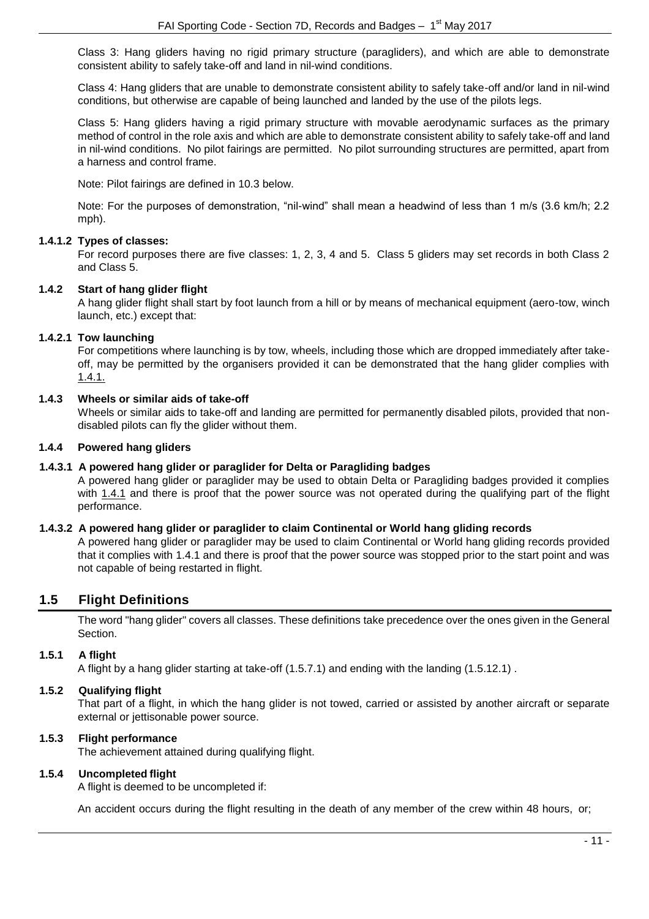Class 3: Hang gliders having no rigid primary structure (paragliders), and which are able to demonstrate consistent ability to safely take-off and land in nil-wind conditions.

Class 4: Hang gliders that are unable to demonstrate consistent ability to safely take-off and/or land in nil-wind conditions, but otherwise are capable of being launched and landed by the use of the pilots legs.

Class 5: Hang gliders having a rigid primary structure with movable aerodynamic surfaces as the primary method of control in the role axis and which are able to demonstrate consistent ability to safely take-off and land in nil-wind conditions. No pilot fairings are permitted. No pilot surrounding structures are permitted, apart from a harness and control frame.

Note: Pilot fairings are defined in 10.3 below.

Note: For the purposes of demonstration, "nil-wind" shall mean a headwind of less than 1 m/s (3.6 km/h; 2.2 mph).

#### 1.4.1.2 Types of classes:

For record purposes there are five classes: 1, 2, 3, 4 and 5. Class 5 gliders may set records in both Class 2 and Class 5.

### 1.4.2 Start of hang glider flight

A hang glider flight shall start by foot launch from a hill or by means of mechanical equipment (aero-tow, winch launch, etc.) except that:

#### 1.4.2.1 Tow launching

For competitions where launching is by tow, wheels, including those which are dropped immediately after take-off, may be permitted by the organisers provided it can be demonstrated that the hang glider complies with 1.4.1.

### 1.4.3 Wheels or similar aids of take-off

Wheels or similar aids to take-off and landing are permitted for permanently disabled pilots, provided that non-disabled pilots can fly the glider without them.

### 1.4.4 Powered hang gliders

#### 1.4.3.1 A powered hang glider or paraglider for Delta or Paragliding badges

A powered hang glider or paraglider may be used to obtain Delta or Paragliding badges provided it complies with 1.4.1 and there is proof that the power source was not operated during the qualifying part of the flight performance.

#### 1.4.3.2 A powered hang glider or paraglider to claim Continental or World hang gliding records

A powered hang glider or paraglider may be used to claim Continental or World hang gliding records provided that it complies with 1.4.1 and there is proof that the power source was stopped prior to the start point and was not capable of being restarted in flight.

## 1.5 Flight Definitions

The word "hang glider" covers all classes. These definitions take precedence over the ones given in the General Section.

### 1.5.1 A flight

A flight by a hang glider starting at take-off (1.5.7.1) and ending with the landing (1.5.12.1) .

### 1.5.2 Qualifying flight

That part of a flight, in which the hang glider is not towed, carried or assisted by another aircraft or separate external or jettisonable power source.

### 1.5.3 Flight performance

The achievement attained during qualifying flight.

### 1.5.4 Uncompleted flight

A flight is deemed to be uncompleted if:

An accident occurs during the flight resulting in the death of any member of the crew within 48 hours, or;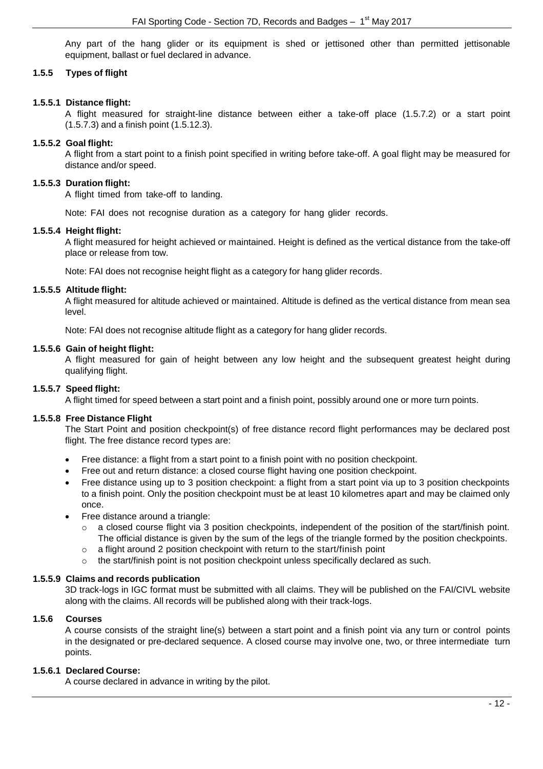Any part of the hang glider or its equipment is shed or jettisoned other than permitted jettisonable equipment, ballast or fuel declared in advance.

### 1.5.5 Types of flight

#### 1.5.5.1 Distance flight:

A flight measured for straight-line distance between either a take-off place (1.5.7.2) or a start point (1.5.7.3) and a finish point (1.5.12.3).

#### 1.5.5.2 Goal flight:

A flight from a start point to a finish point specified in writing before take-off. A goal flight may be measured for distance and/or speed.

#### 1.5.5.3 Duration flight:

A flight timed from take-off to landing.

Note: FAI does not recognise duration as a category for hang glider records.

#### 1.5.5.4 Height flight:

A flight measured for height achieved or maintained. Height is defined as the vertical distance from the take-off place or release from tow.

Note: FAI does not recognise height flight as a category for hang glider records.

#### 1.5.5.5 Altitude flight:

A flight measured for altitude achieved or maintained. Altitude is defined as the vertical distance from mean sea level.

Note: FAI does not recognise altitude flight as a category for hang glider records.

#### 1.5.5.6 Gain of height flight:

A flight measured for gain of height between any low height and the subsequent greatest height during qualifying flight.

#### 1.5.5.7 Speed flight:

A flight timed for speed between a start point and a finish point, possibly around one or more turn points.

#### 1.5.5.8 Free Distance Flight

The Start Point and position checkpoint(s) of free distance record flight performances may be declared post flight. The free distance record types are:

- Free distance: a flight from a start point to a finish point with no position checkpoint.
- Free out and return distance: a closed course flight having one position checkpoint.
- Free distance using up to 3 position checkpoint: a flight from a start point via up to 3 position checkpoints to a finish point. Only the position checkpoint must be at least 10 kilometres apart and may be claimed only once.
- Free distance around a triangle:
  - a closed course flight via 3 position checkpoints, independent of the position of the start/finish point. The official distance is given by the sum of the legs of the triangle formed by the position checkpoints.
  - a flight around 2 position checkpoint with return to the start/finish point
  - the start/finish point is not position checkpoint unless specifically declared as such.

#### 1.5.5.9 Claims and records publication

3D track-logs in IGC format must be submitted with all claims. They will be published on the FAI/CIVL website along with the claims. All records will be published along with their track-logs.

### 1.5.6 Courses

A course consists of the straight line(s) between a start point and a finish point via any turn or control points in the designated or pre-declared sequence. A closed course may involve one, two, or three intermediate turn points.

#### 1.5.6.1 Declared Course:

A course declared in advance in writing by the pilot.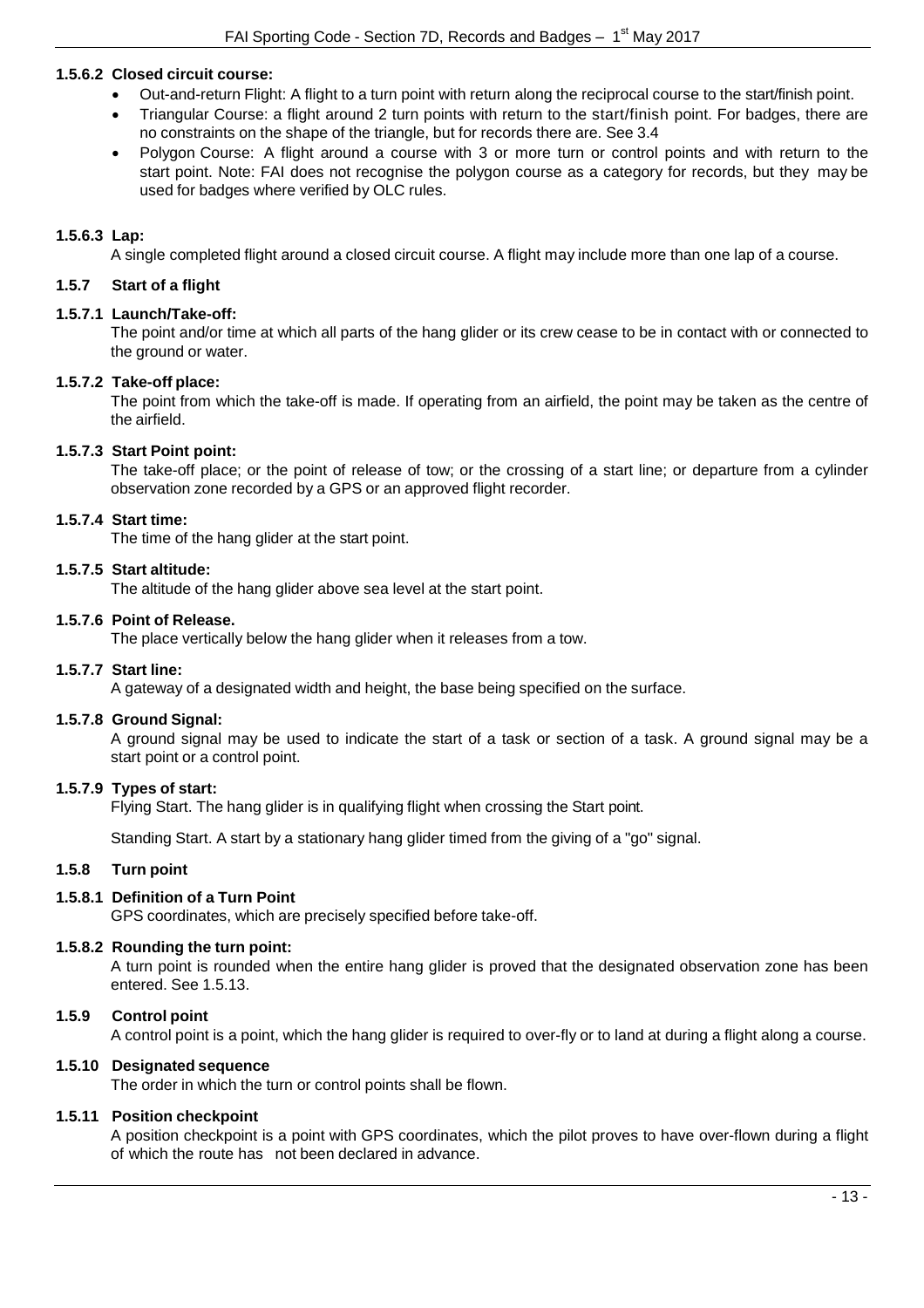#### 1.5.6.2 Closed circuit course:

- Out-and-return Flight: A flight to a turn point with return along the reciprocal course to the start/finish point.
- Triangular Course: a flight around 2 turn points with return to the start/finish point. For badges, there are no constraints on the shape of the triangle, but for records there are. See 3.4
- Polygon Course: A flight around a course with 3 or more turn or control points and with return to the start point. Note: FAI does not recognise the polygon course as a category for records, but they may be used for badges where verified by OLC rules.

#### 1.5.6.3 Lap:

A single completed flight around a closed circuit course. A flight may include more than one lap of a course.

### 1.5.7 Start of a flight

#### 1.5.7.1 Launch/Take-off:

The point and/or time at which all parts of the hang glider or its crew cease to be in contact with or connected to the ground or water.

#### 1.5.7.2 Take-off place:

The point from which the take-off is made. If operating from an airfield, the point may be taken as the centre of the airfield.

#### 1.5.7.3 Start Point point:

The take-off place; or the point of release of tow; or the crossing of a start line; or departure from a cylinder observation zone recorded by a GPS or an approved flight recorder.

#### 1.5.7.4 Start time:

The time of the hang glider at the start point.

#### 1.5.7.5 Start altitude:

The altitude of the hang glider above sea level at the start point.

#### 1.5.7.6 Point of Release.

The place vertically below the hang glider when it releases from a tow.

#### 1.5.7.7 Start line:

A gateway of a designated width and height, the base being specified on the surface.

#### 1.5.7.8 Ground Signal:

A ground signal may be used to indicate the start of a task or section of a task. A ground signal may be a start point or a control point.

#### 1.5.7.9 Types of start:

Flying Start. The hang glider is in qualifying flight when crossing the Start point.

Standing Start. A start by a stationary hang glider timed from the giving of a "go" signal.

### 1.5.8 Turn point

#### 1.5.8.1 Definition of a Turn Point

GPS coordinates, which are precisely specified before take-off.

#### 1.5.8.2 Rounding the turn point:

A turn point is rounded when the entire hang glider is proved that the designated observation zone has been entered. See 1.5.13.

### 1.5.9 Control point

A control point is a point, which the hang glider is required to over-fly or to land at during a flight along a course.

### 1.5.10 Designated sequence

The order in which the turn or control points shall be flown.

### 1.5.11 Position checkpoint

A position checkpoint is a point with GPS coordinates, which the pilot proves to have over-flown during a flight of which the route has not been declared in advance.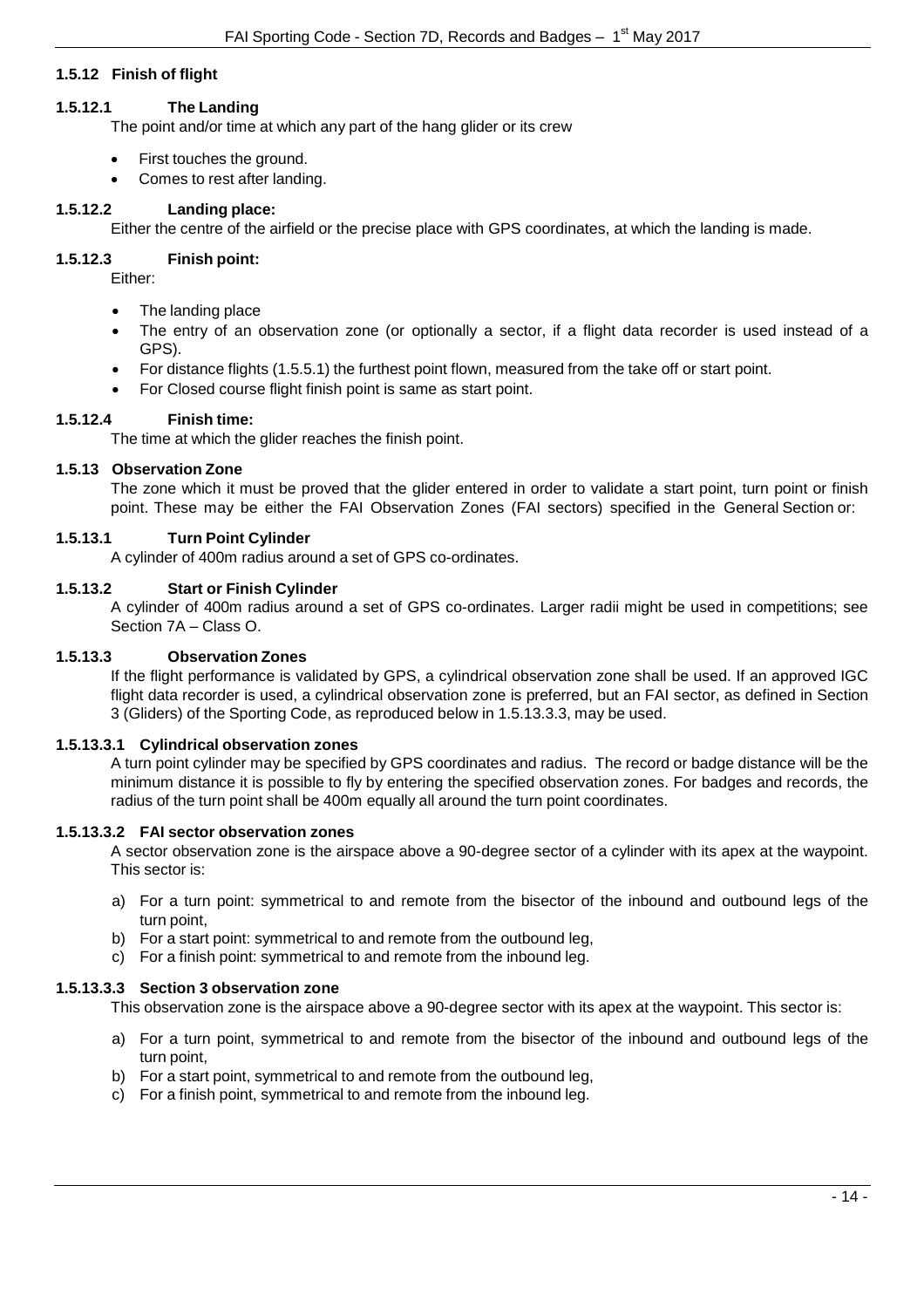### 1.5.12 Finish of flight

#### 1.5.12.1 The Landing

The point and/or time at which any part of the hang glider or its crew

- First touches the ground.
- Comes to rest after landing.

#### 1.5.12.2 Landing place:

Either the centre of the airfield or the precise place with GPS coordinates, at which the landing is made.

#### 1.5.12.3 Finish point:

Either:

- The landing place
- The entry of an observation zone (or optionally a sector, if a flight data recorder is used instead of a GPS).
- For distance flights (1.5.5.1) the furthest point flown, measured from the take off or start point.
- For Closed course flight finish point is same as start point.

#### 1.5.12.4 Finish time:

The time at which the glider reaches the finish point.

### 1.5.13 Observation Zone

The zone which it must be proved that the glider entered in order to validate a start point, turn point or finish point. These may be either the FAI Observation Zones (FAI sectors) specified in the General Section or:

#### 1.5.13.1 Turn Point Cylinder

A cylinder of 400m radius around a set of GPS co-ordinates.

#### 1.5.13.2 Start or Finish Cylinder

A cylinder of 400m radius around a set of GPS co-ordinates. Larger radii might be used in competitions; see Section 7A – Class O.

#### 1.5.13.3 Observation Zones

If the flight performance is validated by GPS, a cylindrical observation zone shall be used. If an approved IGC flight data recorder is used, a cylindrical observation zone is preferred, but an FAI sector, as defined in Section 3 (Gliders) of the Sporting Code, as reproduced below in 1.5.13.3.3, may be used.

##### 1.5.13.3.1 Cylindrical observation zones

A turn point cylinder may be specified by GPS coordinates and radius. The record or badge distance will be the minimum distance it is possible to fly by entering the specified observation zones. For badges and records, the radius of the turn point shall be 400m equally all around the turn point coordinates.

##### 1.5.13.3.2 FAI sector observation zones

A sector observation zone is the airspace above a 90-degree sector of a cylinder with its apex at the waypoint. This sector is:

a) For a turn point: symmetrical to and remote from the bisector of the inbound and outbound legs of the turn point,
b) For a start point: symmetrical to and remote from the outbound leg,
c) For a finish point: symmetrical to and remote from the inbound leg.

##### 1.5.13.3.3 Section 3 observation zone

This observation zone is the airspace above a 90-degree sector with its apex at the waypoint. This sector is:

a) For a turn point, symmetrical to and remote from the bisector of the inbound and outbound legs of the turn point,
b) For a start point, symmetrical to and remote from the outbound leg,
c) For a finish point, symmetrical to and remote from the inbound leg.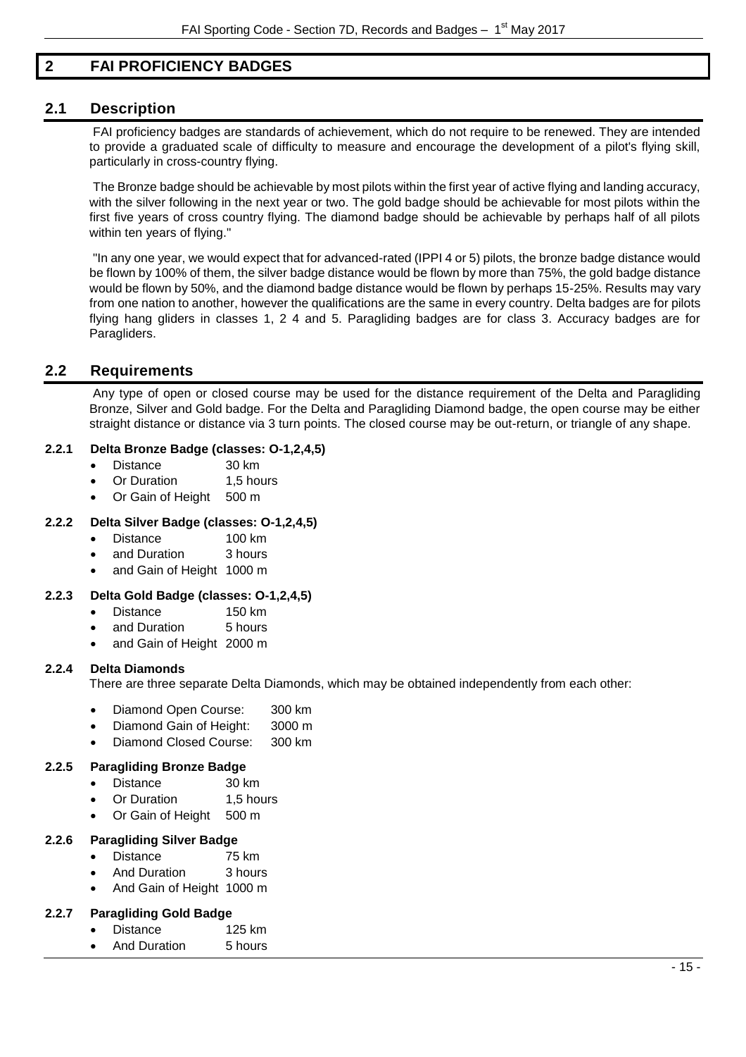# 2 FAI PROFICIENCY BADGES

## 2.1 Description

FAI proficiency badges are standards of achievement, which do not require to be renewed. They are intended to provide a graduated scale of difficulty to measure and encourage the development of a pilot's flying skill, particularly in cross-country flying.

The Bronze badge should be achievable by most pilots within the first year of active flying and landing accuracy, with the silver following in the next year or two. The gold badge should be achievable for most pilots within the first five years of cross country flying. The diamond badge should be achievable by perhaps half of all pilots within ten years of flying."

"In any one year, we would expect that for advanced-rated (IPPI 4 or 5) pilots, the bronze badge distance would be flown by 100% of them, the silver badge distance would be flown by more than 75%, the gold badge distance would be flown by 50%, and the diamond badge distance would be flown by perhaps 15-25%. Results may vary from one nation to another, however the qualifications are the same in every country. Delta badges are for pilots flying hang gliders in classes 1, 2 4 and 5. Paragliding badges are for class 3. Accuracy badges are for Paragliders.

## 2.2 Requirements

Any type of open or closed course may be used for the distance requirement of the Delta and Paragliding Bronze, Silver and Gold badge. For the Delta and Paragliding Diamond badge, the open course may be either straight distance or distance via 3 turn points. The closed course may be out-return, or triangle of any shape.

### 2.2.1 Delta Bronze Badge (classes: O-1,2,4,5)

- Distance 30 km
- Or Duration 1,5 hours
- Or Gain of Height 500 m

### 2.2.2 Delta Silver Badge (classes: O-1,2,4,5)

- Distance 100 km
- and Duration 3 hours
- and Gain of Height 1000 m

### 2.2.3 Delta Gold Badge (classes: O-1,2,4,5)

- Distance 150 km
- and Duration 5 hours
- and Gain of Height 2000 m

### 2.2.4 Delta Diamonds

There are three separate Delta Diamonds, which may be obtained independently from each other:

- Diamond Open Course: 300 km
- Diamond Gain of Height: 3000 m
- Diamond Closed Course: 300 km

### 2.2.5 Paragliding Bronze Badge

- Distance 30 km
- Or Duration 1,5 hours
- Or Gain of Height 500 m

### 2.2.6 Paragliding Silver Badge

- Distance 75 km
- And Duration 3 hours
- And Gain of Height 1000 m

### 2.2.7 Paragliding Gold Badge

- Distance 125 km
- And Duration 5 hours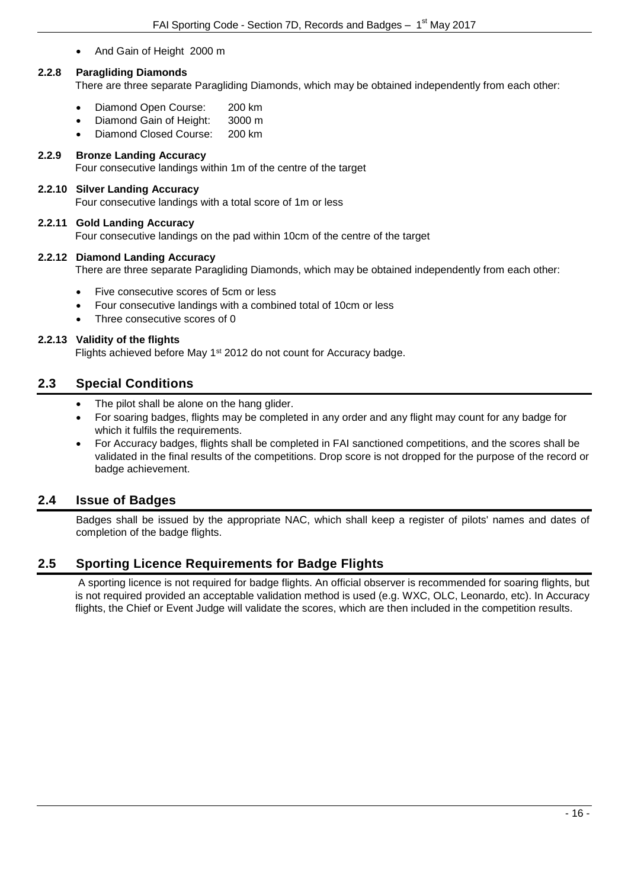- And Gain of Height 2000 m

### 2.2.8 Paragliding Diamonds

There are three separate Paragliding Diamonds, which may be obtained independently from each other:

- Diamond Open Course: 200 km
- Diamond Gain of Height: 3000 m
- Diamond Closed Course: 200 km

### 2.2.9 Bronze Landing Accuracy

Four consecutive landings within 1m of the centre of the target

### 2.2.10 Silver Landing Accuracy

Four consecutive landings with a total score of 1m or less

### 2.2.11 Gold Landing Accuracy

Four consecutive landings on the pad within 10cm of the centre of the target

### 2.2.12 Diamond Landing Accuracy

There are three separate Paragliding Diamonds, which may be obtained independently from each other:

- Five consecutive scores of 5cm or less
- Four consecutive landings with a combined total of 10cm or less
- Three consecutive scores of 0

### 2.2.13 Validity of the flights

Flights achieved before May 1st 2012 do not count for Accuracy badge.

## 2.3 Special Conditions

- The pilot shall be alone on the hang glider.
- For soaring badges, flights may be completed in any order and any flight may count for any badge for which it fulfils the requirements.
- For Accuracy badges, flights shall be completed in FAI sanctioned competitions, and the scores shall be validated in the final results of the competitions. Drop score is not dropped for the purpose of the record or badge achievement.

## 2.4 Issue of Badges

Badges shall be issued by the appropriate NAC, which shall keep a register of pilots' names and dates of completion of the badge flights.

## 2.5 Sporting Licence Requirements for Badge Flights

A sporting licence is not required for badge flights. An official observer is recommended for soaring flights, but is not required provided an acceptable validation method is used (e.g. WXC, OLC, Leonardo, etc). In Accuracy flights, the Chief or Event Judge will validate the scores, which are then included in the competition results.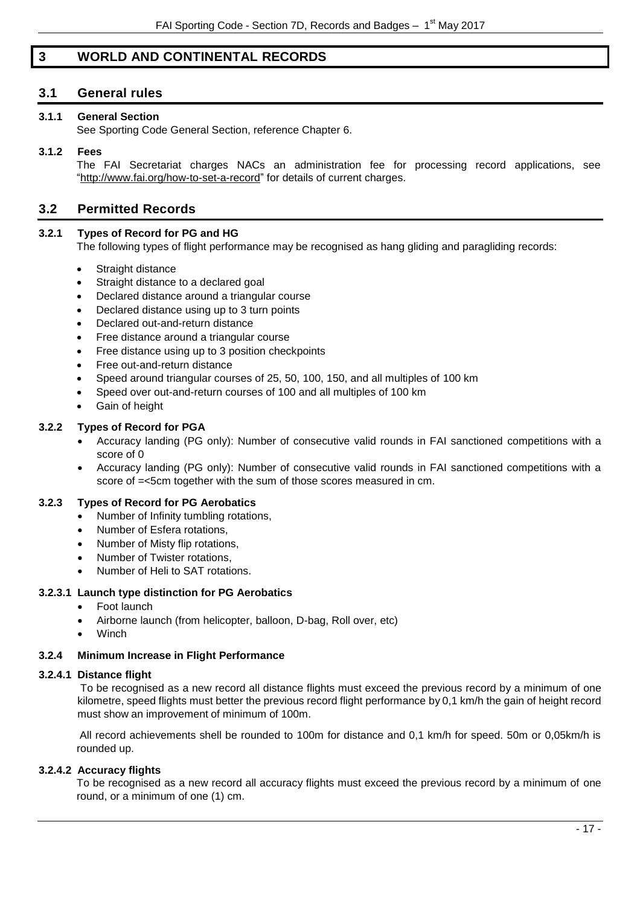# 3 WORLD AND CONTINENTAL RECORDS

## 3.1 General rules

### 3.1.1 General Section

See Sporting Code General Section, reference Chapter 6.

### 3.1.2 Fees

The FAI Secretariat charges NACs an administration fee for processing record applications, see "http://www.fai.org/how-to-set-a-record" for details of current charges.

## 3.2 Permitted Records

### 3.2.1 Types of Record for PG and HG

The following types of flight performance may be recognised as hang gliding and paragliding records:

- Straight distance
- Straight distance to a declared goal
- Declared distance around a triangular course
- Declared distance using up to 3 turn points
- Declared out-and-return distance
- Free distance around a triangular course
- Free distance using up to 3 position checkpoints
- Free out-and-return distance
- Speed around triangular courses of 25, 50, 100, 150, and all multiples of 100 km
- Speed over out-and-return courses of 100 and all multiples of 100 km
- Gain of height

### 3.2.2 Types of Record for PGA

- Accuracy landing (PG only): Number of consecutive valid rounds in FAI sanctioned competitions with a score of 0
- Accuracy landing (PG only): Number of consecutive valid rounds in FAI sanctioned competitions with a score of =<5cm together with the sum of those scores measured in cm.

### 3.2.3 Types of Record for PG Aerobatics

- Number of Infinity tumbling rotations,
- Number of Esfera rotations,
- Number of Misty flip rotations,
- Number of Twister rotations,
- Number of Heli to SAT rotations.

#### 3.2.3.1 Launch type distinction for PG Aerobatics

- Foot launch
- Airborne launch (from helicopter, balloon, D-bag, Roll over, etc)
- Winch

### 3.2.4 Minimum Increase in Flight Performance

#### 3.2.4.1 Distance flight

To be recognised as a new record all distance flights must exceed the previous record by a minimum of one kilometre, speed flights must better the previous record flight performance by 0,1 km/h the gain of height record must show an improvement of minimum of 100m.

All record achievements shell be rounded to 100m for distance and 0,1 km/h for speed. 50m or 0,05km/h is rounded up.

#### 3.2.4.2 Accuracy flights

To be recognised as a new record all accuracy flights must exceed the previous record by a minimum of one round, or a minimum of one (1) cm.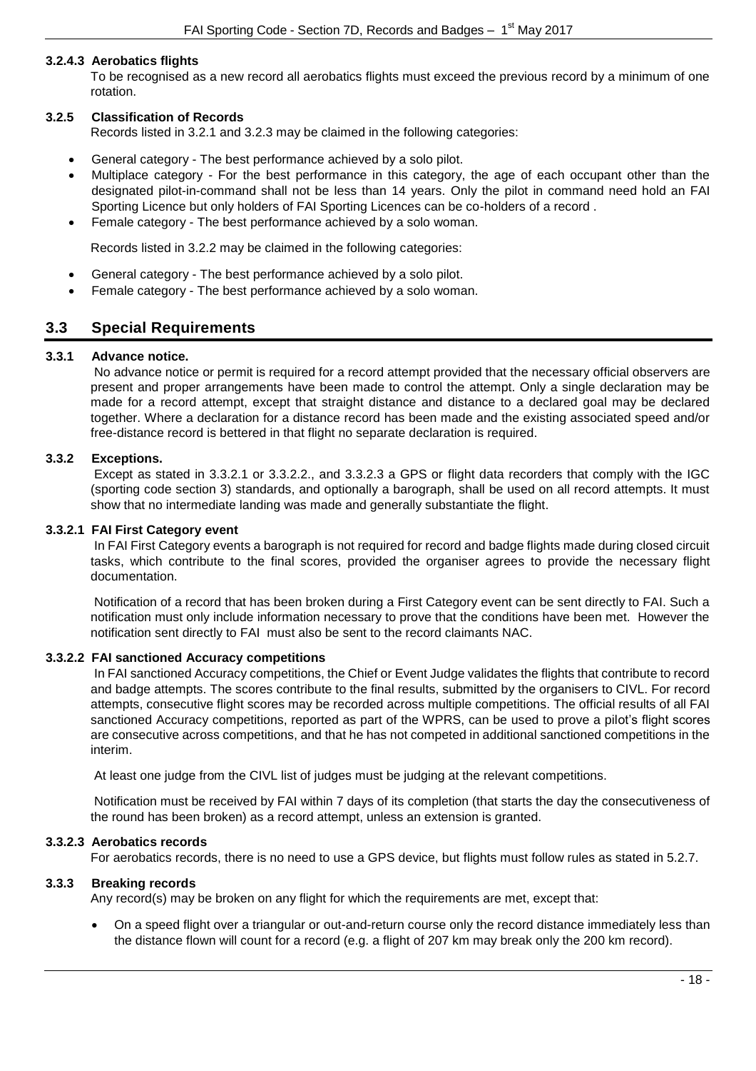#### 3.2.4.3 Aerobatics flights

To be recognised as a new record all aerobatics flights must exceed the previous record by a minimum of one rotation.

### 3.2.5 Classification of Records

Records listed in 3.2.1 and 3.2.3 may be claimed in the following categories:

- General category - The best performance achieved by a solo pilot.
- Multiplace category - For the best performance in this category, the age of each occupant other than the designated pilot-in-command shall not be less than 14 years. Only the pilot in command need hold an FAI Sporting Licence but only holders of FAI Sporting Licences can be co-holders of a record .
- Female category - The best performance achieved by a solo woman.

Records listed in 3.2.2 may be claimed in the following categories:

- General category - The best performance achieved by a solo pilot.
- Female category - The best performance achieved by a solo woman.

## 3.3 Special Requirements

### 3.3.1 Advance notice.

No advance notice or permit is required for a record attempt provided that the necessary official observers are present and proper arrangements have been made to control the attempt. Only a single declaration may be made for a record attempt, except that straight distance and distance to a declared goal may be declared together. Where a declaration for a distance record has been made and the existing associated speed and/or free-distance record is bettered in that flight no separate declaration is required.

### 3.3.2 Exceptions.

Except as stated in 3.3.2.1 or 3.3.2.2., and 3.3.2.3 a GPS or flight data recorders that comply with the IGC (sporting code section 3) standards, and optionally a barograph, shall be used on all record attempts. It must show that no intermediate landing was made and generally substantiate the flight.

#### 3.3.2.1 FAI First Category event

In FAI First Category events a barograph is not required for record and badge flights made during closed circuit tasks, which contribute to the final scores, provided the organiser agrees to provide the necessary flight documentation.

Notification of a record that has been broken during a First Category event can be sent directly to FAI. Such a notification must only include information necessary to prove that the conditions have been met. However the notification sent directly to FAI must also be sent to the record claimants NAC.

#### 3.3.2.2 FAI sanctioned Accuracy competitions

In FAI sanctioned Accuracy competitions, the Chief or Event Judge validates the flights that contribute to record and badge attempts. The scores contribute to the final results, submitted by the organisers to CIVL. For record attempts, consecutive flight scores may be recorded across multiple competitions. The official results of all FAI sanctioned Accuracy competitions, reported as part of the WPRS, can be used to prove a pilot's flight scores are consecutive across competitions, and that he has not competed in additional sanctioned competitions in the interim.

At least one judge from the CIVL list of judges must be judging at the relevant competitions.

Notification must be received by FAI within 7 days of its completion (that starts the day the consecutiveness of the round has been broken) as a record attempt, unless an extension is granted.

#### 3.3.2.3 Aerobatics records

For aerobatics records, there is no need to use a GPS device, but flights must follow rules as stated in 5.2.7.

### 3.3.3 Breaking records

Any record(s) may be broken on any flight for which the requirements are met, except that:

- On a speed flight over a triangular or out-and-return course only the record distance immediately less than the distance flown will count for a record (e.g. a flight of 207 km may break only the 200 km record).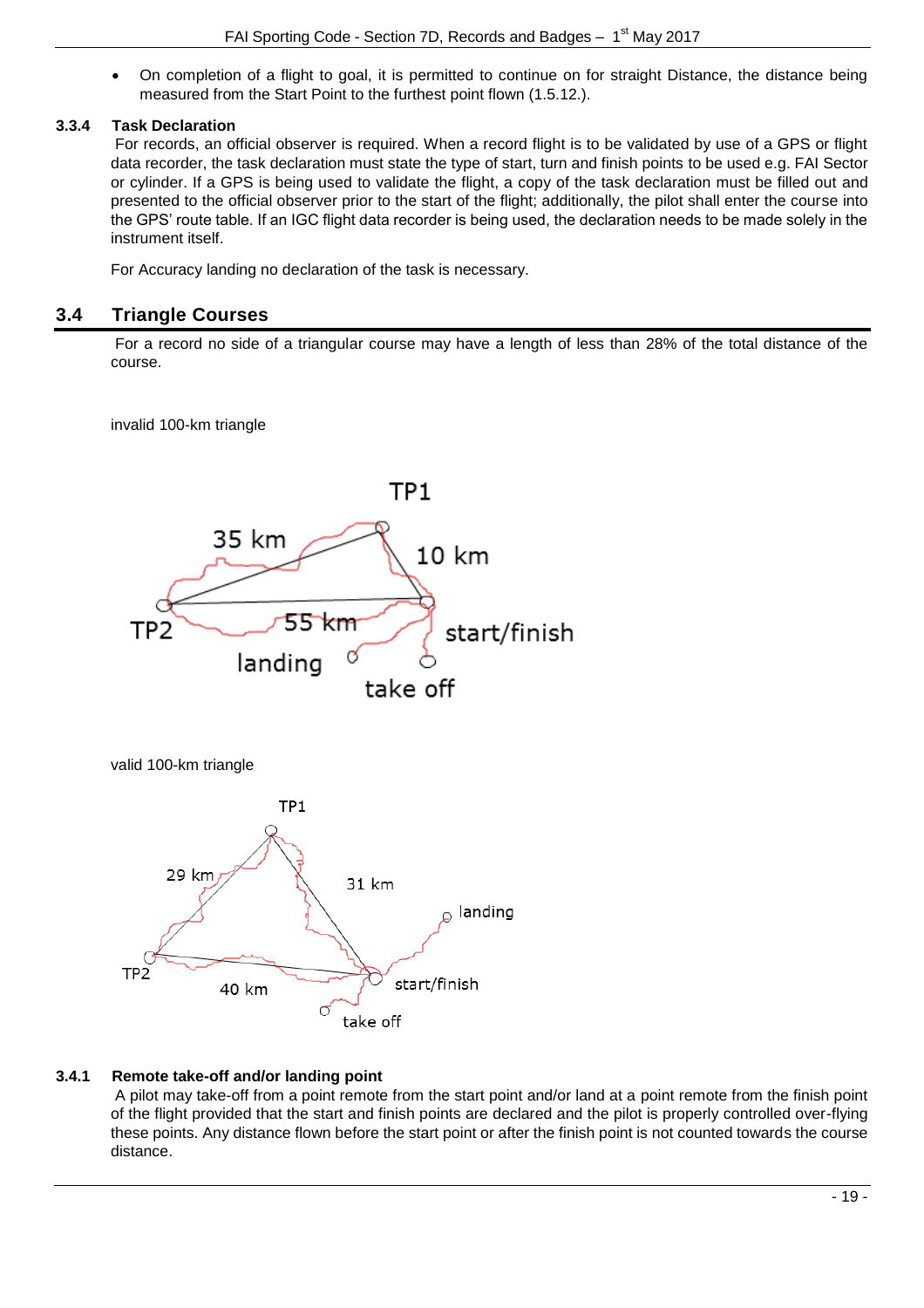- On completion of a flight to goal, it is permitted to continue on for straight Distance, the distance being measured from the Start Point to the furthest point flown (1.5.12.).

**3.3.4 Task Declaration**

For records, an official observer is required. When a record flight is to be validated by use of a GPS or flight data recorder, the task declaration must state the type of start, turn and finish points to be used e.g. FAI Sector or cylinder. If a GPS is being used to validate the flight, a copy of the task declaration must be filled out and presented to the official observer prior to the start of the flight; additionally, the pilot shall enter the course into the GPS' route table. If an IGC flight data recorder is being used, the declaration needs to be made solely in the instrument itself.

For Accuracy landing no declaration of the task is necessary.

## 3.4 Triangle Courses

For a record no side of a triangular course may have a length of less than 28% of the total distance of the course.

invalid 100-km triangle

TP1, 35 km, 10 km, TP2, 55 km, start/finish, landing, take off

valid 100-km triangle

TP1, 29 km, 31 km, landing, TP2, 40 km, start/finish, take off

**3.4.1 Remote take-off and/or landing point**

A pilot may take-off from a point remote from the start point and/or land at a point remote from the finish point of the flight provided that the start and finish points are declared and the pilot is properly controlled over-flying these points. Any distance flown before the start point or after the finish point is not counted towards the course distance.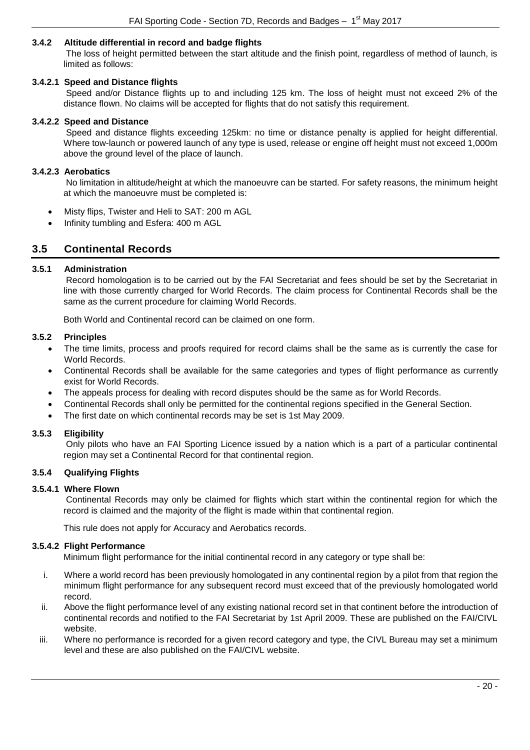#### 3.4.2 Altitude differential in record and badge flights

The loss of height permitted between the start altitude and the finish point, regardless of method of launch, is limited as follows:

#### 3.4.2.1 Speed and Distance flights

Speed and/or Distance flights up to and including 125 km. The loss of height must not exceed 2% of the distance flown. No claims will be accepted for flights that do not satisfy this requirement.

#### 3.4.2.2 Speed and Distance

Speed and distance flights exceeding 125km: no time or distance penalty is applied for height differential. Where tow-launch or powered launch of any type is used, release or engine off height must not exceed 1,000m above the ground level of the place of launch.

#### 3.4.2.3 Aerobatics

No limitation in altitude/height at which the manoeuvre can be started. For safety reasons, the minimum height at which the manoeuvre must be completed is:

- Misty flips, Twister and Heli to SAT: 200 m AGL
- Infinity tumbling and Esfera: 400 m AGL

## 3.5 Continental Records

#### 3.5.1 Administration

Record homologation is to be carried out by the FAI Secretariat and fees should be set by the Secretariat in line with those currently charged for World Records. The claim process for Continental Records shall be the same as the current procedure for claiming World Records.

Both World and Continental record can be claimed on one form.

#### 3.5.2 Principles

- The time limits, process and proofs required for record claims shall be the same as is currently the case for World Records.
- Continental Records shall be available for the same categories and types of flight performance as currently exist for World Records.
- The appeals process for dealing with record disputes should be the same as for World Records.
- Continental Records shall only be permitted for the continental regions specified in the General Section.
- The first date on which continental records may be set is 1st May 2009.

#### 3.5.3 Eligibility

Only pilots who have an FAI Sporting Licence issued by a nation which is a part of a particular continental region may set a Continental Record for that continental region.

#### 3.5.4 Qualifying Flights

#### 3.5.4.1 Where Flown

Continental Records may only be claimed for flights which start within the continental region for which the record is claimed and the majority of the flight is made within that continental region.

This rule does not apply for Accuracy and Aerobatics records.

#### 3.5.4.2 Flight Performance

Minimum flight performance for the initial continental record in any category or type shall be:

i. Where a world record has been previously homologated in any continental region by a pilot from that region the minimum flight performance for any subsequent record must exceed that of the previously homologated world record.

ii. Above the flight performance level of any existing national record set in that continent before the introduction of continental records and notified to the FAI Secretariat by 1st April 2009. These are published on the FAI/CIVL website.

iii. Where no performance is recorded for a given record category and type, the CIVL Bureau may set a minimum level and these are also published on the FAI/CIVL website.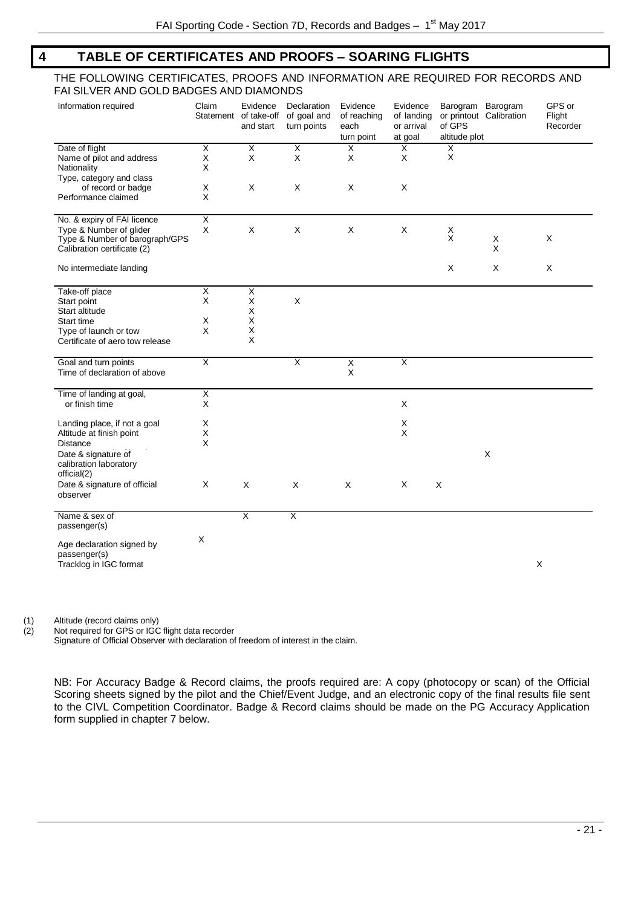# 4 TABLE OF CERTIFICATES AND PROOFS – SOARING FLIGHTS

THE FOLLOWING CERTIFICATES, PROOFS AND INFORMATION ARE REQUIRED FOR RECORDS AND FAI SILVER AND GOLD BADGES AND DIAMONDS

| Information required | Claim Statement | Evidence of take-off and start | Declaration of goal and turn points | Evidence of reaching each turn point | Evidence of landing or arrival at goal | Barogram or printout of GPS altitude plot | Barogram Calibration | GPS or Flight Recorder |
|---|---|---|---|---|---|---|---|---|
| Date of flight | X | X | X | X | X | X | | |
| Name of pilot and address | X | X | X | X | X | X | | |
| Nationality | X | | | | | | | |
| Type, category and class of record or badge | X | X | X | X | X | | | |
| Performance claimed | X | | | | | | | |
| No. & expiry of FAI licence | X | | | | | | | |
| Type & Number of glider | X | X | X | X | X | X | | |
| Type & Number of barograph/GPS | | | | | | X | X | X |
| Calibration certificate (2) | | | | | | | X | |
| No intermediate landing | | | | | | X | X | X |
| Take-off place | X | X | | | | | | |
| Start point | X | X | X | | | | | |
| Start altitude | | X | | | | | | |
| Start time | X | X | | | | | | |
| Type of launch or tow | X | X | | | | | | |
| Certificate of aero tow release | | X | | | | | | |
| Goal and turn points | X | | X | X | X | | | |
| Time of declaration of above | | | | X | | | | |
| Time of landing at goal, | X | | | | | | | |
| or finish time | X | | | | X | | | |
| Landing place, if not a goal | X | | | | X | | | |
| Altitude at finish point | X | | | | X | | | |
| Distance | X | | | | | | | |
| Date & signature of calibration laboratory official(2) | | | | | | | X | |
| Date & signature of official observer | X | X | X | X | X | X | | |
| Name & sex of passenger(s) | | X | X | | | | | |
| Age declaration signed by passenger(s) | X | | | | | | | |
| Tracklog in IGC format | | | | | | | | X |

(1) Altitude (record claims only)
(2) Not required for GPS or IGC flight data recorder
Signature of Official Observer with declaration of freedom of interest in the claim.

NB: For Accuracy Badge & Record claims, the proofs required are: A copy (photocopy or scan) of the Official Scoring sheets signed by the pilot and the Chief/Event Judge, and an electronic copy of the final results file sent to the CIVL Competition Coordinator. Badge & Record claims should be made on the PG Accuracy Application form supplied in chapter 7 below.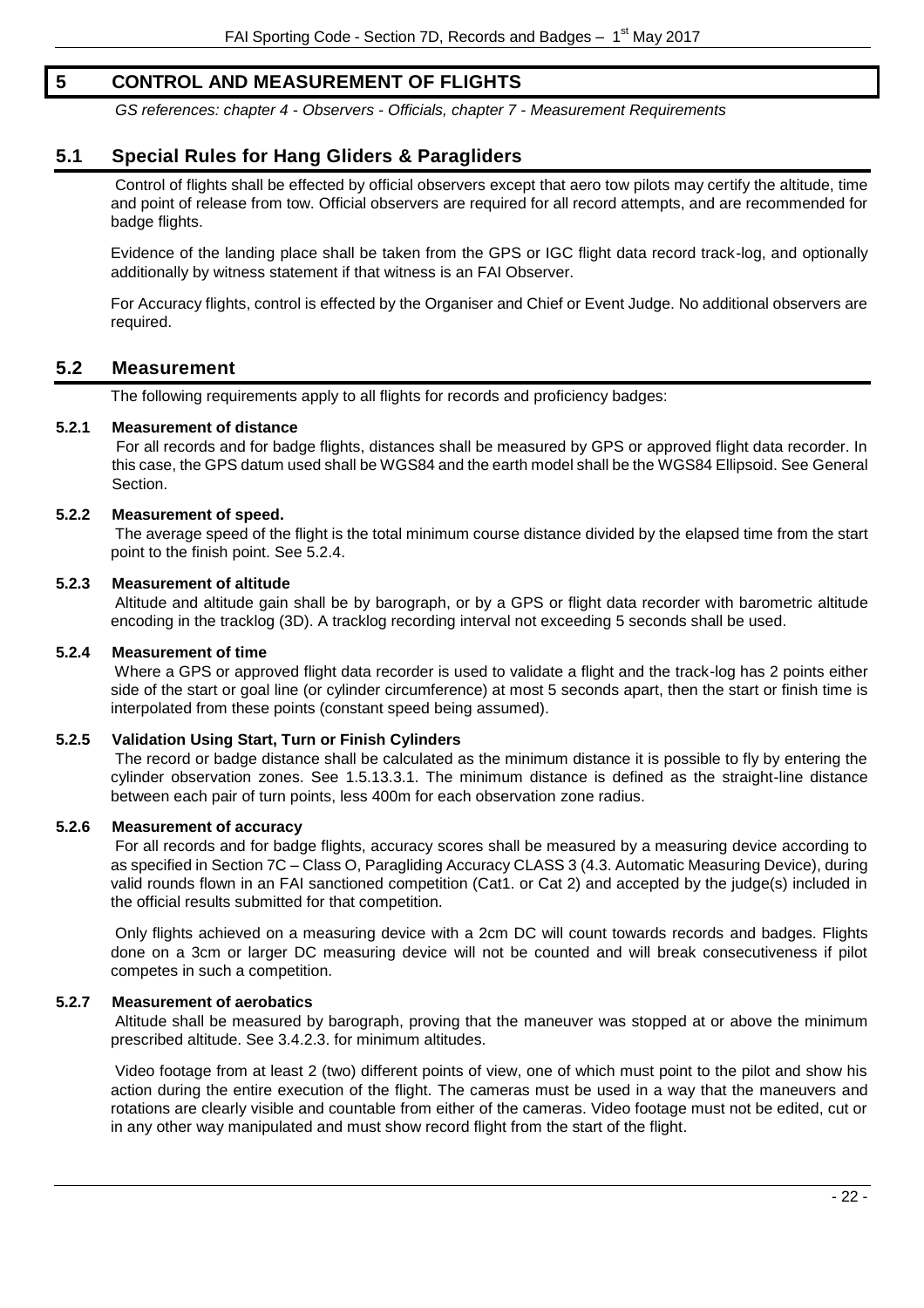# 5 CONTROL AND MEASUREMENT OF FLIGHTS

*GS references: chapter 4 - Observers - Officials, chapter 7 - Measurement Requirements*

## 5.1 Special Rules for Hang Gliders & Paragliders

Control of flights shall be effected by official observers except that aero tow pilots may certify the altitude, time and point of release from tow. Official observers are required for all record attempts, and are recommended for badge flights.

Evidence of the landing place shall be taken from the GPS or IGC flight data record track-log, and optionally additionally by witness statement if that witness is an FAI Observer.

For Accuracy flights, control is effected by the Organiser and Chief or Event Judge. No additional observers are required.

## 5.2 Measurement

The following requirements apply to all flights for records and proficiency badges:

### 5.2.1 Measurement of distance

For all records and for badge flights, distances shall be measured by GPS or approved flight data recorder. In this case, the GPS datum used shall be WGS84 and the earth model shall be the WGS84 Ellipsoid. See General Section.

### 5.2.2 Measurement of speed.

The average speed of the flight is the total minimum course distance divided by the elapsed time from the start point to the finish point. See 5.2.4.

### 5.2.3 Measurement of altitude

Altitude and altitude gain shall be by barograph, or by a GPS or flight data recorder with barometric altitude encoding in the tracklog (3D). A tracklog recording interval not exceeding 5 seconds shall be used.

### 5.2.4 Measurement of time

Where a GPS or approved flight data recorder is used to validate a flight and the track-log has 2 points either side of the start or goal line (or cylinder circumference) at most 5 seconds apart, then the start or finish time is interpolated from these points (constant speed being assumed).

### 5.2.5 Validation Using Start, Turn or Finish Cylinders

The record or badge distance shall be calculated as the minimum distance it is possible to fly by entering the cylinder observation zones. See 1.5.13.3.1. The minimum distance is defined as the straight-line distance between each pair of turn points, less 400m for each observation zone radius.

### 5.2.6 Measurement of accuracy

For all records and for badge flights, accuracy scores shall be measured by a measuring device according to as specified in Section 7C – Class O, Paragliding Accuracy CLASS 3 (4.3. Automatic Measuring Device), during valid rounds flown in an FAI sanctioned competition (Cat1. or Cat 2) and accepted by the judge(s) included in the official results submitted for that competition.

Only flights achieved on a measuring device with a 2cm DC will count towards records and badges. Flights done on a 3cm or larger DC measuring device will not be counted and will break consecutiveness if pilot competes in such a competition.

### 5.2.7 Measurement of aerobatics

Altitude shall be measured by barograph, proving that the maneuver was stopped at or above the minimum prescribed altitude. See 3.4.2.3. for minimum altitudes.

Video footage from at least 2 (two) different points of view, one of which must point to the pilot and show his action during the entire execution of the flight. The cameras must be used in a way that the maneuvers and rotations are clearly visible and countable from either of the cameras. Video footage must not be edited, cut or in any other way manipulated and must show record flight from the start of the flight.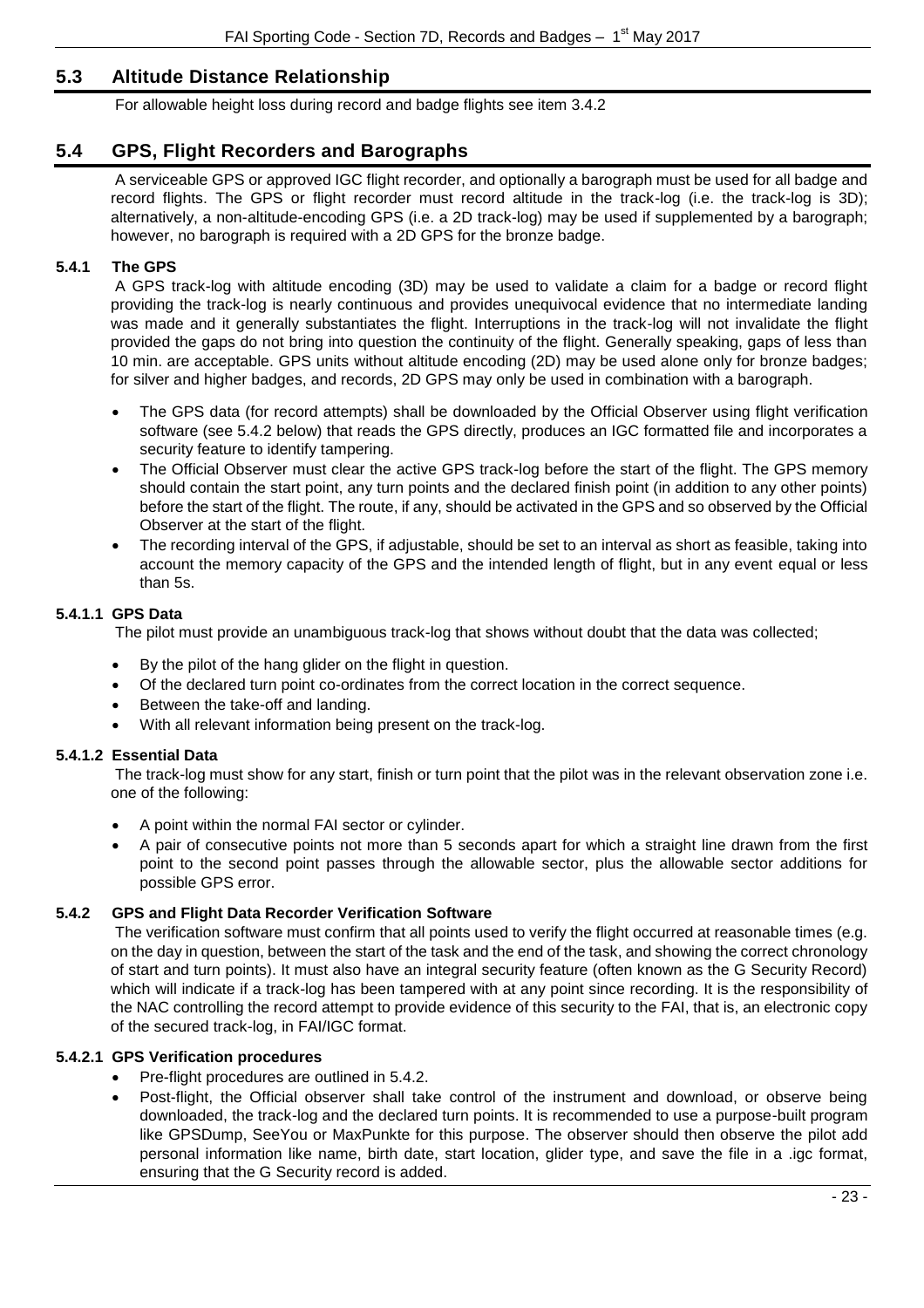## 5.3 Altitude Distance Relationship

For allowable height loss during record and badge flights see item 3.4.2

## 5.4 GPS, Flight Recorders and Barographs

A serviceable GPS or approved IGC flight recorder, and optionally a barograph must be used for all badge and record flights. The GPS or flight recorder must record altitude in the track-log (i.e. the track-log is 3D); alternatively, a non-altitude-encoding GPS (i.e. a 2D track-log) may be used if supplemented by a barograph; however, no barograph is required with a 2D GPS for the bronze badge.

### 5.4.1 The GPS

A GPS track-log with altitude encoding (3D) may be used to validate a claim for a badge or record flight providing the track-log is nearly continuous and provides unequivocal evidence that no intermediate landing was made and it generally substantiates the flight. Interruptions in the track-log will not invalidate the flight provided the gaps do not bring into question the continuity of the flight. Generally speaking, gaps of less than 10 min. are acceptable. GPS units without altitude encoding (2D) may be used alone only for bronze badges; for silver and higher badges, and records, 2D GPS may only be used in combination with a barograph.

- The GPS data (for record attempts) shall be downloaded by the Official Observer using flight verification software (see 5.4.2 below) that reads the GPS directly, produces an IGC formatted file and incorporates a security feature to identify tampering.
- The Official Observer must clear the active GPS track-log before the start of the flight. The GPS memory should contain the start point, any turn points and the declared finish point (in addition to any other points) before the start of the flight. The route, if any, should be activated in the GPS and so observed by the Official Observer at the start of the flight.
- The recording interval of the GPS, if adjustable, should be set to an interval as short as feasible, taking into account the memory capacity of the GPS and the intended length of flight, but in any event equal or less than 5s.

#### 5.4.1.1 GPS Data

The pilot must provide an unambiguous track-log that shows without doubt that the data was collected;

- By the pilot of the hang glider on the flight in question.
- Of the declared turn point co-ordinates from the correct location in the correct sequence.
- Between the take-off and landing.
- With all relevant information being present on the track-log.

#### 5.4.1.2 Essential Data

The track-log must show for any start, finish or turn point that the pilot was in the relevant observation zone i.e. one of the following:

- A point within the normal FAI sector or cylinder.
- A pair of consecutive points not more than 5 seconds apart for which a straight line drawn from the first point to the second point passes through the allowable sector, plus the allowable sector additions for possible GPS error.

### 5.4.2 GPS and Flight Data Recorder Verification Software

The verification software must confirm that all points used to verify the flight occurred at reasonable times (e.g. on the day in question, between the start of the task and the end of the task, and showing the correct chronology of start and turn points). It must also have an integral security feature (often known as the G Security Record) which will indicate if a track-log has been tampered with at any point since recording. It is the responsibility of the NAC controlling the record attempt to provide evidence of this security to the FAI, that is, an electronic copy of the secured track-log, in FAI/IGC format.

#### 5.4.2.1 GPS Verification procedures

- Pre-flight procedures are outlined in 5.4.2.
- Post-flight, the Official observer shall take control of the instrument and download, or observe being downloaded, the track-log and the declared turn points. It is recommended to use a purpose-built program like GPSDump, SeeYou or MaxPunkte for this purpose. The observer should then observe the pilot add personal information like name, birth date, start location, glider type, and save the file in a .igc format, ensuring that the G Security record is added.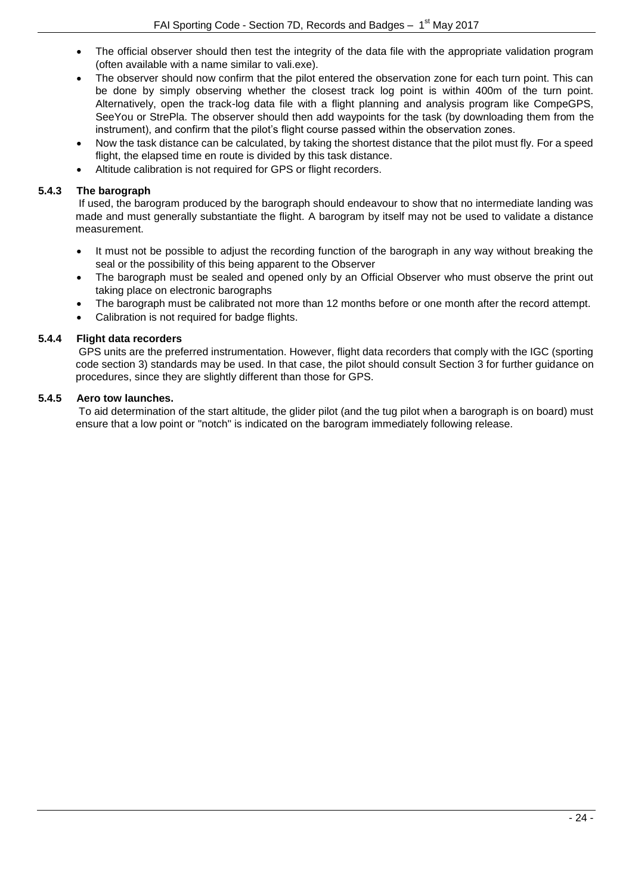- The official observer should then test the integrity of the data file with the appropriate validation program (often available with a name similar to vali.exe).
- The observer should now confirm that the pilot entered the observation zone for each turn point. This can be done by simply observing whether the closest track log point is within 400m of the turn point. Alternatively, open the track-log data file with a flight planning and analysis program like CompeGPS, SeeYou or StrePla. The observer should then add waypoints for the task (by downloading them from the instrument), and confirm that the pilot's flight course passed within the observation zones.
- Now the task distance can be calculated, by taking the shortest distance that the pilot must fly. For a speed flight, the elapsed time en route is divided by this task distance.
- Altitude calibration is not required for GPS or flight recorders.

### 5.4.3 The barograph

If used, the barogram produced by the barograph should endeavour to show that no intermediate landing was made and must generally substantiate the flight. A barogram by itself may not be used to validate a distance measurement.

- It must not be possible to adjust the recording function of the barograph in any way without breaking the seal or the possibility of this being apparent to the Observer
- The barograph must be sealed and opened only by an Official Observer who must observe the print out taking place on electronic barographs
- The barograph must be calibrated not more than 12 months before or one month after the record attempt.
- Calibration is not required for badge flights.

### 5.4.4 Flight data recorders

GPS units are the preferred instrumentation. However, flight data recorders that comply with the IGC (sporting code section 3) standards may be used. In that case, the pilot should consult Section 3 for further guidance on procedures, since they are slightly different than those for GPS.

### 5.4.5 Aero tow launches.

To aid determination of the start altitude, the glider pilot (and the tug pilot when a barograph is on board) must ensure that a low point or "notch" is indicated on the barogram immediately following release.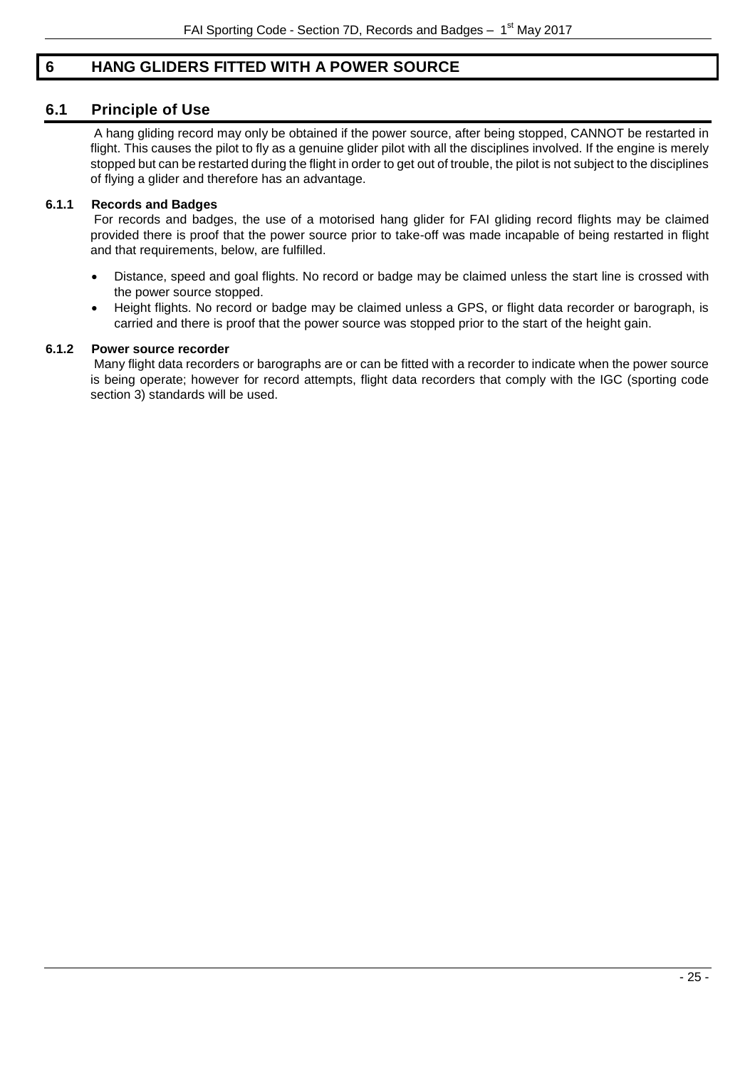# 6 HANG GLIDERS FITTED WITH A POWER SOURCE

## 6.1 Principle of Use

A hang gliding record may only be obtained if the power source, after being stopped, CANNOT be restarted in flight. This causes the pilot to fly as a genuine glider pilot with all the disciplines involved. If the engine is merely stopped but can be restarted during the flight in order to get out of trouble, the pilot is not subject to the disciplines of flying a glider and therefore has an advantage.

### 6.1.1 Records and Badges

For records and badges, the use of a motorised hang glider for FAI gliding record flights may be claimed provided there is proof that the power source prior to take-off was made incapable of being restarted in flight and that requirements, below, are fulfilled.

- Distance, speed and goal flights. No record or badge may be claimed unless the start line is crossed with the power source stopped.
- Height flights. No record or badge may be claimed unless a GPS, or flight data recorder or barograph, is carried and there is proof that the power source was stopped prior to the start of the height gain.

### 6.1.2 Power source recorder

Many flight data recorders or barographs are or can be fitted with a recorder to indicate when the power source is being operate; however for record attempts, flight data recorders that comply with the IGC (sporting code section 3) standards will be used.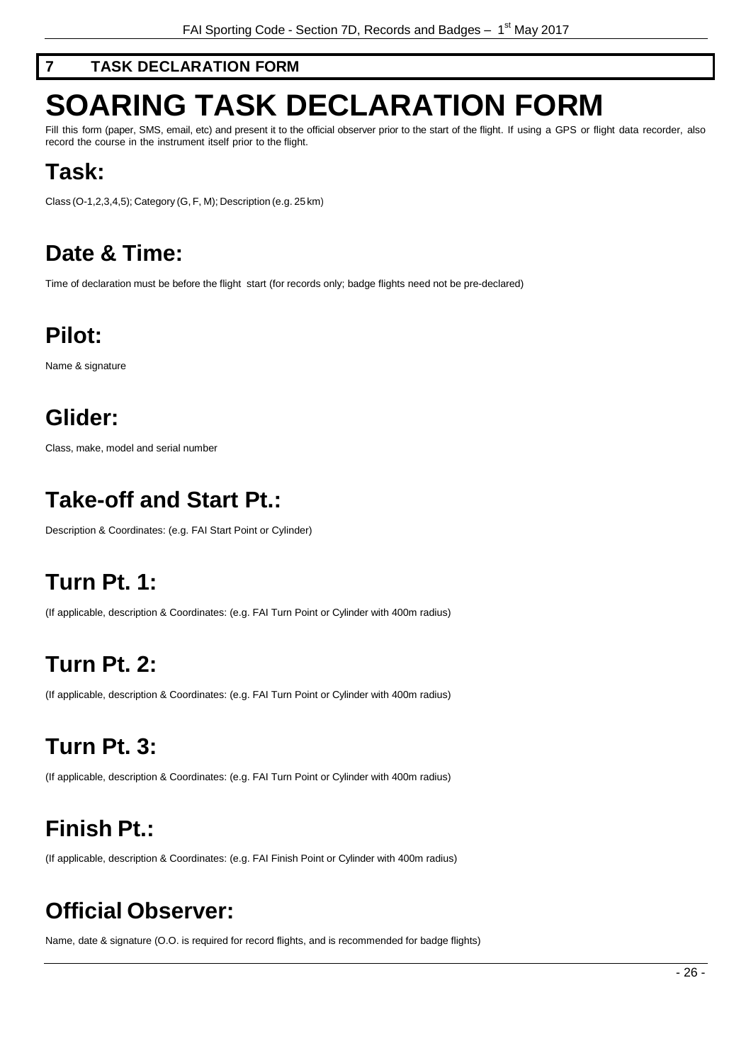## 7 TASK DECLARATION FORM

# SOARING TASK DECLARATION FORM

Fill this form (paper, SMS, email, etc) and present it to the official observer prior to the start of the flight. If using a GPS or flight data recorder, also record the course in the instrument itself prior to the flight.

## Task:

Class (O-1,2,3,4,5); Category (G, F, M); Description (e.g. 25 km)

## Date & Time:

Time of declaration must be before the flight start (for records only; badge flights need not be pre-declared)

## Pilot:

Name & signature

## Glider:

Class, make, model and serial number

## Take-off and Start Pt.:

Description & Coordinates: (e.g. FAI Start Point or Cylinder)

## Turn Pt. 1:

(If applicable, description & Coordinates: (e.g. FAI Turn Point or Cylinder with 400m radius)

## Turn Pt. 2:

(If applicable, description & Coordinates: (e.g. FAI Turn Point or Cylinder with 400m radius)

## Turn Pt. 3:

(If applicable, description & Coordinates: (e.g. FAI Turn Point or Cylinder with 400m radius)

## Finish Pt.:

(If applicable, description & Coordinates: (e.g. FAI Finish Point or Cylinder with 400m radius)

## Official Observer:

Name, date & signature (O.O. is required for record flights, and is recommended for badge flights)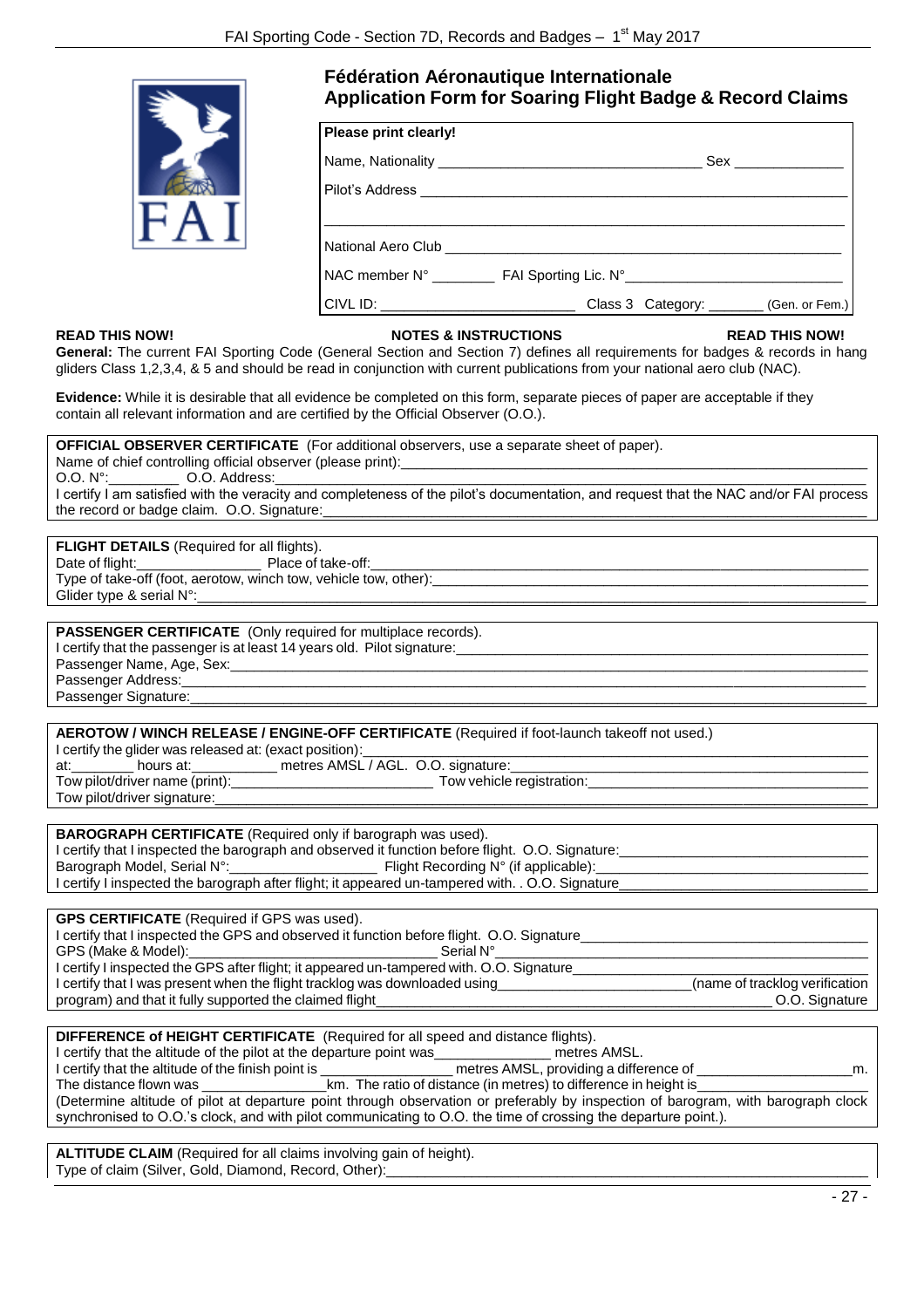# Fédération Aéronautique Internationale
## Application Form for Soaring Flight Badge & Record Claims

**Please print clearly!**

Name, Nationality _______________________________ Sex _____________

Pilot's Address _______________________________________________

_______________________________________________________________

National Aero Club _____________________________________________

NAC member N° ________ FAI Sporting Lic. N°__________________________

CIVL ID: _________________________ Class 3 Category: _______ (Gen. or Fem.)

**READ THIS NOW!** **NOTES & INSTRUCTIONS** **READ THIS NOW!**

**General:** The current FAI Sporting Code (General Section and Section 7) defines all requirements for badges & records in hang gliders Class 1,2,3,4, & 5 and should be read in conjunction with current publications from your national aero club (NAC).

**Evidence:** While it is desirable that all evidence be completed on this form, separate pieces of paper are acceptable if they contain all relevant information and are certified by the Official Observer (O.O.).

**OFFICIAL OBSERVER CERTIFICATE** (For additional observers, use a separate sheet of paper).
Name of chief controlling official observer (please print):_______________________________
O.O. N°:_________ O.O. Address:_______________________________________________
I certify I am satisfied with the veracity and completeness of the pilot's documentation, and request that the NAC and/or FAI process the record or badge claim. O.O. Signature:_______________________________

**FLIGHT DETAILS** (Required for all flights).
Date of flight:________________ Place of take-off:_______________________________
Type of take-off (foot, aerotow, winch tow, vehicle tow, other):_______________________
Glider type & serial N°:_______________________________________________

**PASSENGER CERTIFICATE** (Only required for multiplace records).
I certify that the passenger is at least 14 years old. Pilot signature:_____________________
Passenger Name, Age, Sex:_______________________________________________
Passenger Address:_______________________________________________
Passenger Signature:_______________________________________________

**AEROTOW / WINCH RELEASE / ENGINE-OFF CERTIFICATE** (Required if foot-launch takeoff not used.)
I certify the glider was released at: (exact position):_______________________________
at:________ hours at:__________ metres AMSL / AGL. O.O. signature:___________________
Tow pilot/driver name (print):_________________________ Tow vehicle registration:___________________
Tow pilot/driver signature:_______________________________________________

**BAROGRAPH CERTIFICATE** (Required only if barograph was used).
I certify that I inspected the barograph and observed it function before flight. O.O. Signature:_______________
Barograph Model, Serial N°:__________________ Flight Recording N° (if applicable):_______________
I certify I inspected the barograph after flight; it appeared un-tampered with. . O.O. Signature_______________

**GPS CERTIFICATE** (Required if GPS was used).
I certify that I inspected the GPS and observed it function before flight. O.O. Signature_______________
GPS (Make & Model):_____________________________ Serial N°_______________
I certify I inspected the GPS after flight; it appeared un-tampered with. O.O. Signature_______________
I certify that I was present when the flight tracklog was downloaded using_______________________(name of tracklog verification program) and that it fully supported the claimed flight_______________________________ O.O. Signature

**DIFFERENCE of HEIGHT CERTIFICATE** (Required for all speed and distance flights).
I certify that the altitude of the pilot at the departure point was_______________ metres AMSL.
I certify that the altitude of the finish point is ________________ metres AMSL, providing a difference of __________________m.
The distance flown was ________________km. The ratio of distance (in metres) to difference in height is_______________
(Determine altitude of pilot at departure point through observation or preferably by inspection of barogram, with barograph clock synchronised to O.O.'s clock, and with pilot communicating to O.O. the time of crossing the departure point.).

**ALTITUDE CLAIM** (Required for all claims involving gain of height).
Type of claim (Silver, Gold, Diamond, Record, Other):_______________________________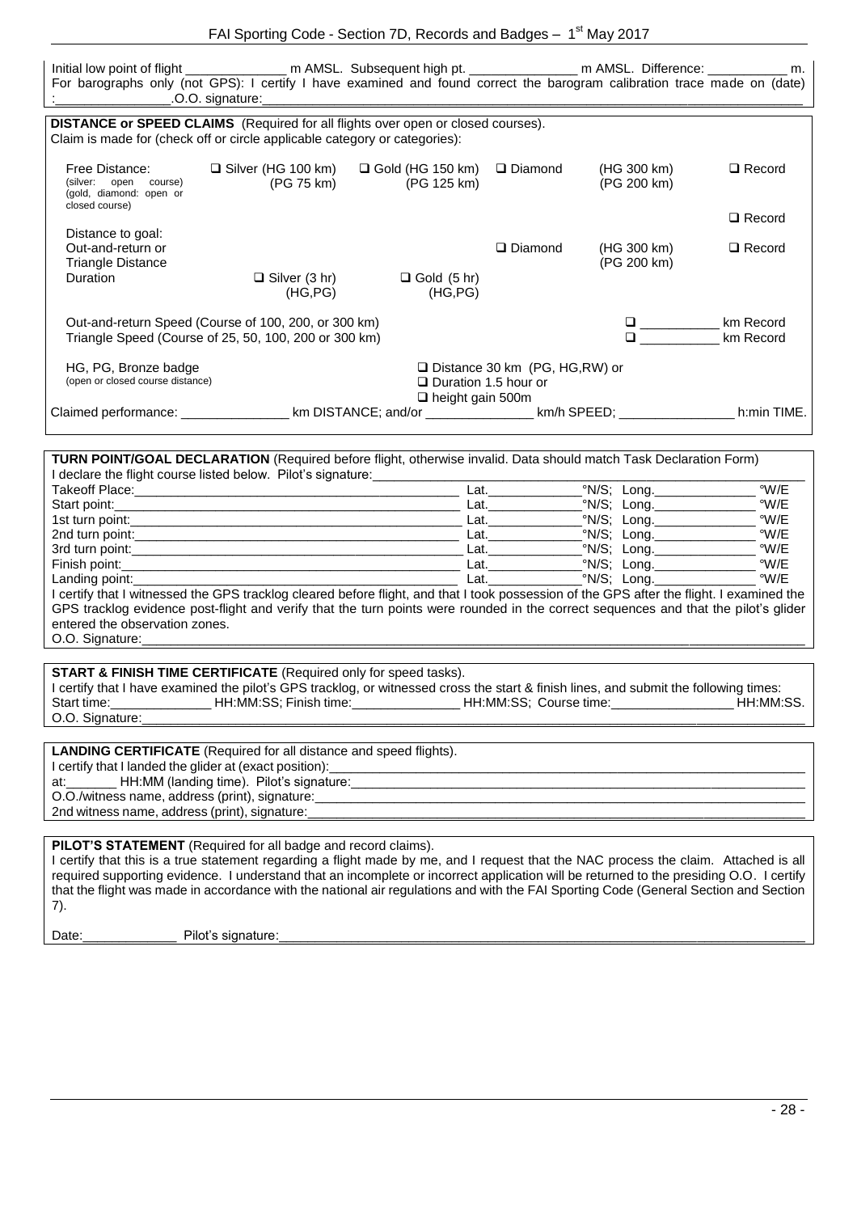Initial low point of flight ______________ m AMSL. Subsequent high pt. _______________ m AMSL. Difference: ___________ m.
For barographs only (not GPS): I certify I have examined and found correct the barogram calibration trace made on (date) :________________.O.O. signature:______________________________________________________________________________

**DISTANCE or SPEED CLAIMS** (Required for all flights over open or closed courses).
Claim is made for (check off or circle applicable category or categories):

| | | | | | |
|---|---|---|---|---|---|
| Free Distance: (silver: open course) (gold, diamond: open or closed course) | ❑ Silver (HG 100 km) (PG 75 km) | ❑ Gold (HG 150 km) (PG 125 km) | ❑ Diamond | (HG 300 km) (PG 200 km) | ❑ Record |
| Distance to goal: | | | | | ❑ Record |
| Out-and-return or Triangle Distance | | | ❑ Diamond | (HG 300 km) (PG 200 km) | ❑ Record |
| Duration | ❑ Silver (3 hr) (HG,PG) | ❑ Gold (5 hr) (HG,PG) | | | |

Out-and-return Speed (Course of 100, 200, or 300 km) ❑ ___________ km Record
Triangle Speed (Course of 25, 50, 100, 200 or 300 km) ❑ ___________ km Record

HG, PG, Bronze badge (open or closed course distance)
❑ Distance 30 km (PG, HG,RW) or
❑ Duration 1.5 hour or
❑ height gain 500m

Claimed performance: _______________ km DISTANCE; and/or _______________ km/h SPEED; ________________ h:min TIME.

**TURN POINT/GOAL DECLARATION** (Required before flight, otherwise invalid. Data should match Task Declaration Form)
I declare the flight course listed below. Pilot's signature:____________________________________________________________

| | | |
|---|---|---|
| Takeoff Place:______________________________ | Lat.____________°N/S; | Long.______________ °W/E |
| Start point:______________________________ | Lat.____________°N/S; | Long.______________ °W/E |
| 1st turn point:______________________________ | Lat.____________°N/S; | Long.______________ °W/E |
| 2nd turn point:______________________________ | Lat.____________°N/S; | Long.______________ °W/E |
| 3rd turn point:______________________________ | Lat.____________°N/S; | Long.______________ °W/E |
| Finish point:______________________________ | Lat.____________°N/S; | Long.______________ °W/E |
| Landing point:______________________________ | Lat.____________°N/S; | Long.______________ °W/E |

I certify that I witnessed the GPS tracklog cleared before flight, and that I took possession of the GPS after the flight. I examined the GPS tracklog evidence post-flight and verify that the turn points were rounded in the correct sequences and that the pilot's glider entered the observation zones.
O.O. Signature:______________________________________________________________________________

**START & FINISH TIME CERTIFICATE** (Required only for speed tasks).
I certify that I have examined the pilot's GPS tracklog, or witnessed cross the start & finish lines, and submit the following times:
Start time:_____________ HH:MM:SS; Finish time:______________ HH:MM:SS; Course time:________________ HH:MM:SS.
O.O. Signature:______________________________________________________________________________

**LANDING CERTIFICATE** (Required for all distance and speed flights).
I certify that I landed the glider at (exact position):_______________________________________________________
at:_______ HH:MM (landing time). Pilot's signature:_______________________________________________________
O.O./witness name, address (print), signature:_______________________________________________________
2nd witness name, address (print), signature:_______________________________________________________

**PILOT'S STATEMENT** (Required for all badge and record claims).
I certify that this is a true statement regarding a flight made by me, and I request that the NAC process the claim. Attached is all required supporting evidence. I understand that an incomplete or incorrect application will be returned to the presiding O.O. I certify that the flight was made in accordance with the national air regulations and with the FAI Sporting Code (General Section and Section 7).

Date:_____________ Pilot's signature:_______________________________________________________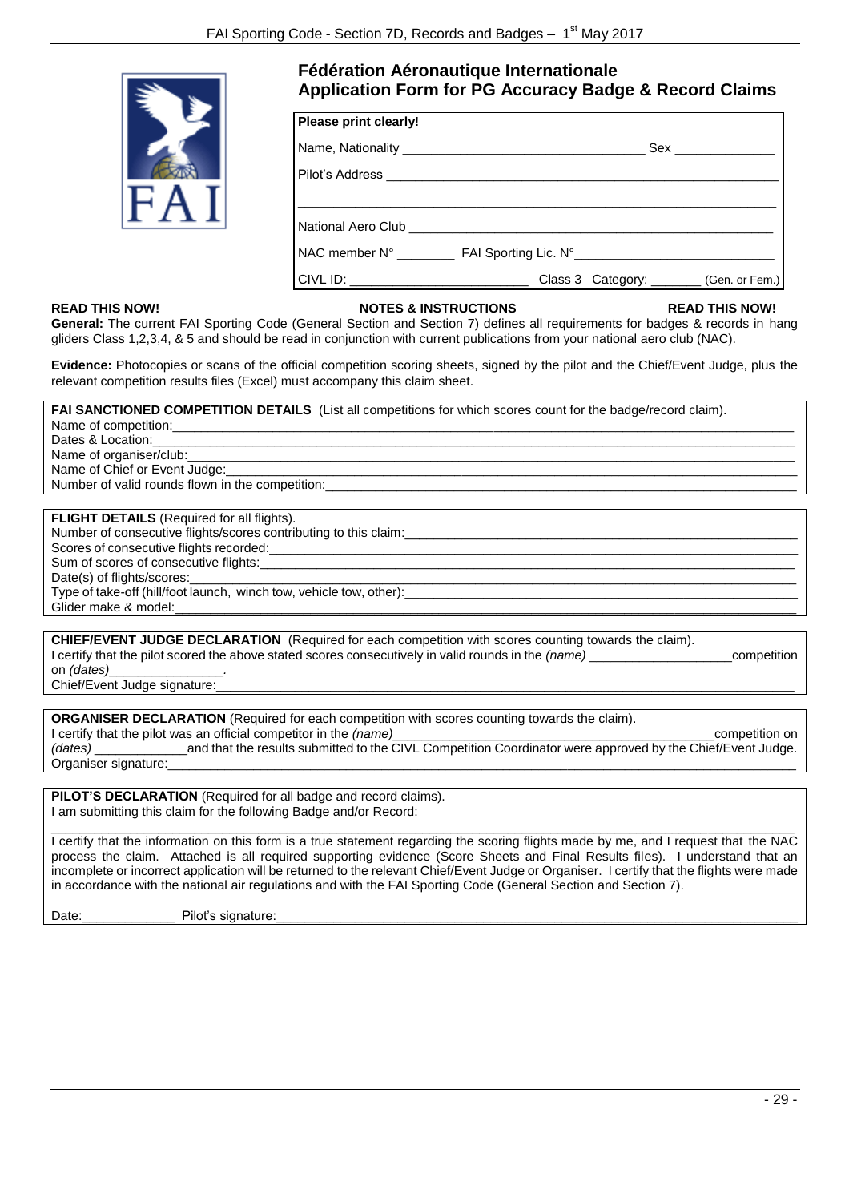# Fédération Aéronautique Internationale
## Application Form for PG Accuracy Badge & Record Claims

**Please print clearly!**

Name, Nationality _________________________________ Sex ______________

Pilot's Address ______________________________________________________

_____________________________________________________________________

National Aero Club ___________________________________________________

NAC member N° ________ FAI Sporting Lic. N°___________________________

CIVL ID: _________________________ Class 3 Category: _______ (Gen. or Fem.)

**READ THIS NOW!** **NOTES & INSTRUCTIONS** **READ THIS NOW!**

**General:** The current FAI Sporting Code (General Section and Section 7) defines all requirements for badges & records in hang gliders Class 1,2,3,4, & 5 and should be read in conjunction with current publications from your national aero club (NAC).

**Evidence:** Photocopies or scans of the official competition scoring sheets, signed by the pilot and the Chief/Event Judge, plus the relevant competition results files (Excel) must accompany this claim sheet.

**FAI SANCTIONED COMPETITION DETAILS** (List all competitions for which scores count for the badge/record claim).
Name of competition:______________________________________________
Dates & Location:__________________________________________________
Name of organiser/club:_____________________________________________
Name of Chief or Event Judge:________________________________________
Number of valid rounds flown in the competition:_________________________

**FLIGHT DETAILS** (Required for all flights).
Number of consecutive flights/scores contributing to this claim:____________
Scores of consecutive flights recorded:_______________________________
Sum of scores of consecutive flights:_________________________________
Date(s) of flights/scores:___________________________________________
Type of take-off (hill/foot launch, winch tow, vehicle tow, other):__________
Glider make & model:______________________________________________

**CHIEF/EVENT JUDGE DECLARATION** (Required for each competition with scores counting towards the claim).
I certify that the pilot scored the above stated scores consecutively in valid rounds in the *(name)* ___________________competition on *(dates)*________________.
Chief/Event Judge signature:__________________________________________

**ORGANISER DECLARATION** (Required for each competition with scores counting towards the claim).
I certify that the pilot was an official competitor in the *(name)*____________________________________competition on *(dates)* _____________and that the results submitted to the CIVL Competition Coordinator were approved by the Chief/Event Judge.
Organiser signature:_________________________________________________

**PILOT'S DECLARATION** (Required for all badge and record claims).
I am submitting this claim for the following Badge and/or Record:

_____________________________________________________________________

I certify that the information on this form is a true statement regarding the scoring flights made by me, and I request that the NAC process the claim. Attached is all required supporting evidence (Score Sheets and Final Results files). I understand that an incomplete or incorrect application will be returned to the relevant Chief/Event Judge or Organiser. I certify that the flights were made in accordance with the national air regulations and with the FAI Sporting Code (General Section and Section 7).

Date:_____________ Pilot's signature:___________________________________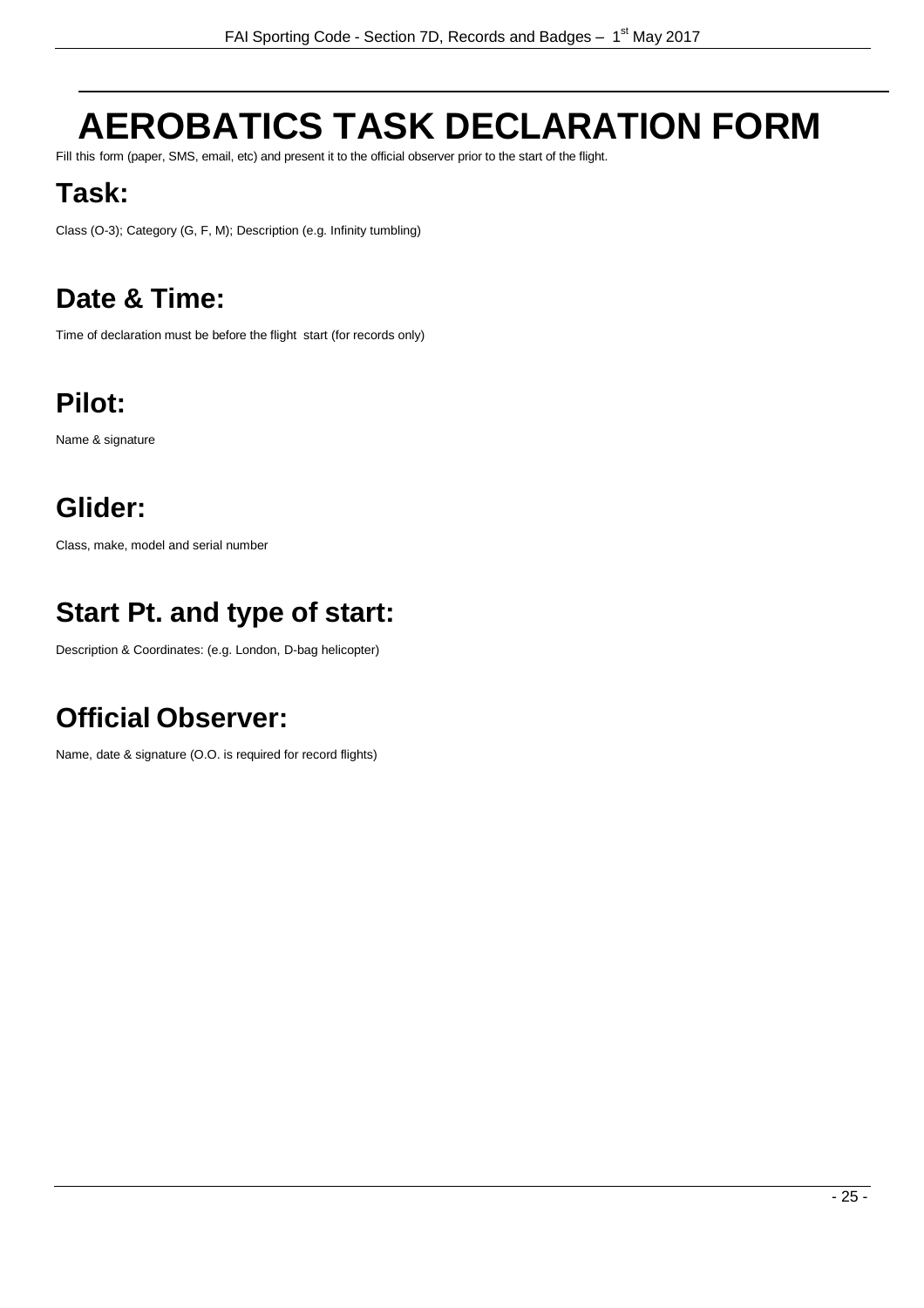# AEROBATICS TASK DECLARATION FORM

Fill this form (paper, SMS, email, etc) and present it to the official observer prior to the start of the flight.

## Task:

Class (O-3); Category (G, F, M); Description (e.g. Infinity tumbling)

## Date & Time:

Time of declaration must be before the flight start (for records only)

## Pilot:

Name & signature

## Glider:

Class, make, model and serial number

## Start Pt. and type of start:

Description & Coordinates: (e.g. London, D-bag helicopter)

## Official Observer:

Name, date & signature (O.O. is required for record flights)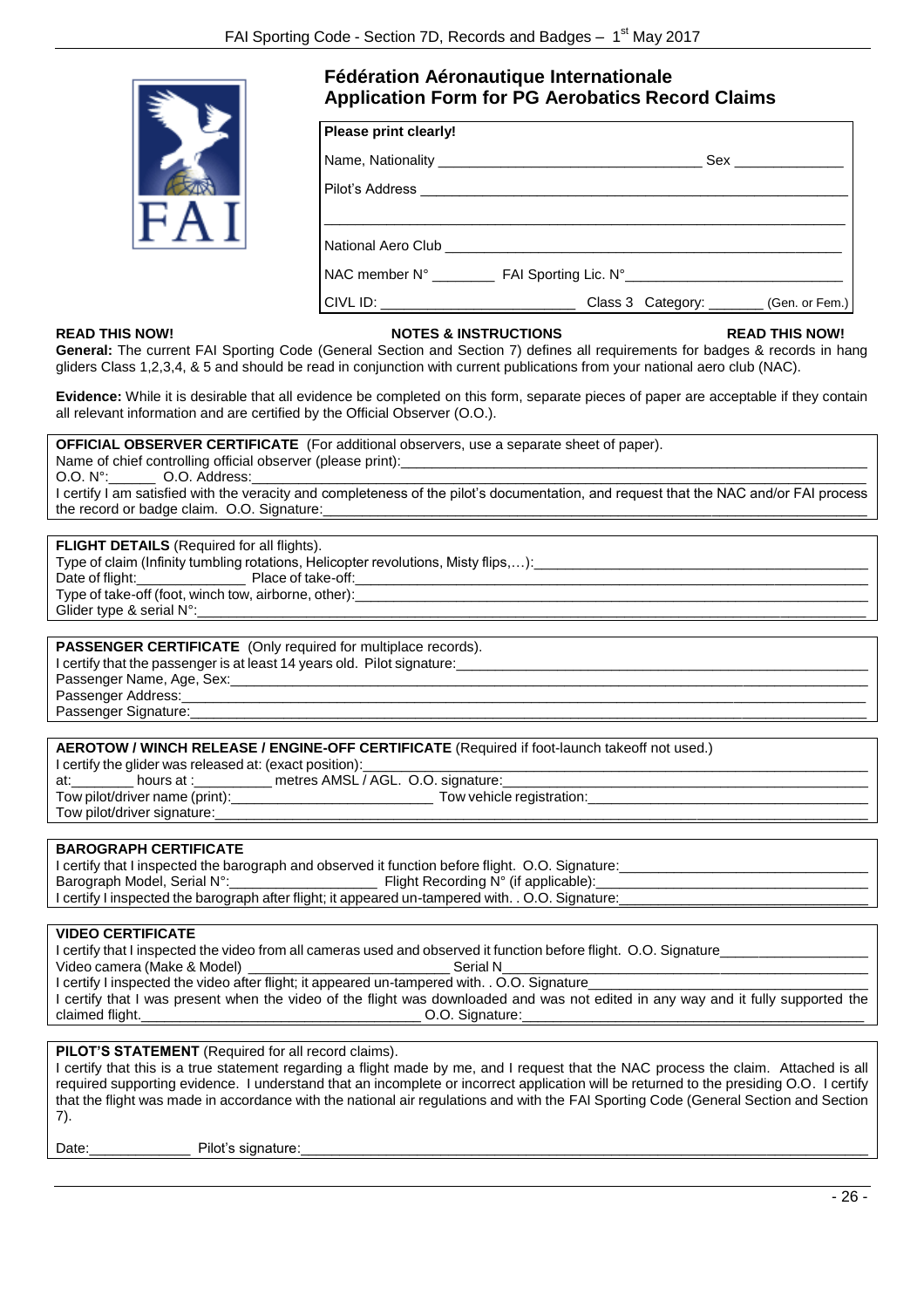# Fédération Aéronautique Internationale
# Application Form for PG Aerobatics Record Claims

**Please print clearly!**

Name, Nationality _______________________________ Sex _____________

Pilot's Address ___________________________________________________

___________________________________________________

National Aero Club ___________________________________________

NAC member N° ________ FAI Sporting Lic. N°_________________________

CIVL ID: ________________________ Class 3 Category: _______ (Gen. or Fem.)

**READ THIS NOW!** **NOTES & INSTRUCTIONS** **READ THIS NOW!**

**General:** The current FAI Sporting Code (General Section and Section 7) defines all requirements for badges & records in hang gliders Class 1,2,3,4, & 5 and should be read in conjunction with current publications from your national aero club (NAC).

**Evidence:** While it is desirable that all evidence be completed on this form, separate pieces of paper are acceptable if they contain all relevant information and are certified by the Official Observer (O.O.).

**OFFICIAL OBSERVER CERTIFICATE** (For additional observers, use a separate sheet of paper).
Name of chief controlling official observer (please print):_______________________________________
O.O. N°:______ O.O. Address:_______________________________________
I certify I am satisfied with the veracity and completeness of the pilot's documentation, and request that the NAC and/or FAI process the record or badge claim. O.O. Signature:_______________________________________

**FLIGHT DETAILS** (Required for all flights).
Type of claim (Infinity tumbling rotations, Helicopter revolutions, Misty flips,…):_______________________
Date of flight:______________ Place of take-off:_______________________________________
Type of take-off (foot, winch tow, airborne, other):_______________________________________
Glider type & serial N°:_______________________________________

**PASSENGER CERTIFICATE** (Only required for multiplace records).
I certify that the passenger is at least 14 years old. Pilot signature:_______________________________________
Passenger Name, Age, Sex:_______________________________________
Passenger Address:_______________________________________
Passenger Signature:_______________________________________

**AEROTOW / WINCH RELEASE / ENGINE-OFF CERTIFICATE** (Required if foot-launch takeoff not used.)
I certify the glider was released at: (exact position):_______________________________________
at:________ hours at :_________ metres AMSL / AGL. O.O. signature:_______________________________________
Tow pilot/driver name (print):__________________________ Tow vehicle registration:___________________
Tow pilot/driver signature:_______________________________________

**BAROGRAPH CERTIFICATE**
I certify that I inspected the barograph and observed it function before flight. O.O. Signature:__________________
Barograph Model, Serial N°:__________________ Flight Recording N° (if applicable):__________________
I certify I inspected the barograph after flight; it appeared un-tampered with. . O.O. Signature:__________________

**VIDEO CERTIFICATE**
I certify that I inspected the video from all cameras used and observed it function before flight. O.O. Signature__________________
Video camera (Make & Model) ________________________ Serial N__________________________________
I certify I inspected the video after flight; it appeared un-tampered with. . O.O. Signature__________________
I certify that I was present when the video of the flight was downloaded and was not edited in any way and it fully supported the claimed flight.__________________________________ O.O. Signature:__________________________________

**PILOT'S STATEMENT** (Required for all record claims).
I certify that this is a true statement regarding a flight made by me, and I request that the NAC process the claim. Attached is all required supporting evidence. I understand that an incomplete or incorrect application will be returned to the presiding O.O. I certify that the flight was made in accordance with the national air regulations and with the FAI Sporting Code (General Section and Section 7).

Date:_____________ Pilot's signature:_______________________________________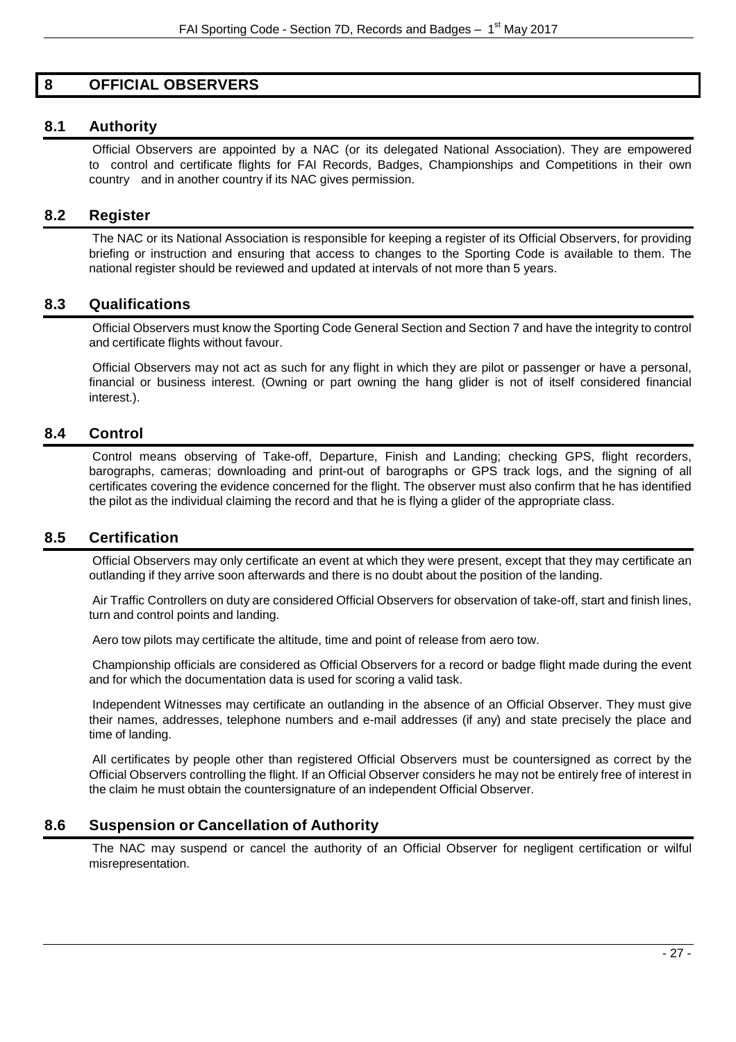# 8 OFFICIAL OBSERVERS

## 8.1 Authority

Official Observers are appointed by a NAC (or its delegated National Association). They are empowered to control and certificate flights for FAI Records, Badges, Championships and Competitions in their own country and in another country if its NAC gives permission.

## 8.2 Register

The NAC or its National Association is responsible for keeping a register of its Official Observers, for providing briefing or instruction and ensuring that access to changes to the Sporting Code is available to them. The national register should be reviewed and updated at intervals of not more than 5 years.

## 8.3 Qualifications

Official Observers must know the Sporting Code General Section and Section 7 and have the integrity to control and certificate flights without favour.

Official Observers may not act as such for any flight in which they are pilot or passenger or have a personal, financial or business interest. (Owning or part owning the hang glider is not of itself considered financial interest.).

## 8.4 Control

Control means observing of Take-off, Departure, Finish and Landing; checking GPS, flight recorders, barographs, cameras; downloading and print-out of barographs or GPS track logs, and the signing of all certificates covering the evidence concerned for the flight. The observer must also confirm that he has identified the pilot as the individual claiming the record and that he is flying a glider of the appropriate class.

## 8.5 Certification

Official Observers may only certificate an event at which they were present, except that they may certificate an outlanding if they arrive soon afterwards and there is no doubt about the position of the landing.

Air Traffic Controllers on duty are considered Official Observers for observation of take-off, start and finish lines, turn and control points and landing.

Aero tow pilots may certificate the altitude, time and point of release from aero tow.

Championship officials are considered as Official Observers for a record or badge flight made during the event and for which the documentation data is used for scoring a valid task.

Independent Witnesses may certificate an outlanding in the absence of an Official Observer. They must give their names, addresses, telephone numbers and e-mail addresses (if any) and state precisely the place and time of landing.

All certificates by people other than registered Official Observers must be countersigned as correct by the Official Observers controlling the flight. If an Official Observer considers he may not be entirely free of interest in the claim he must obtain the countersignature of an independent Official Observer.

## 8.6 Suspension or Cancellation of Authority

The NAC may suspend or cancel the authority of an Official Observer for negligent certification or wilful misrepresentation.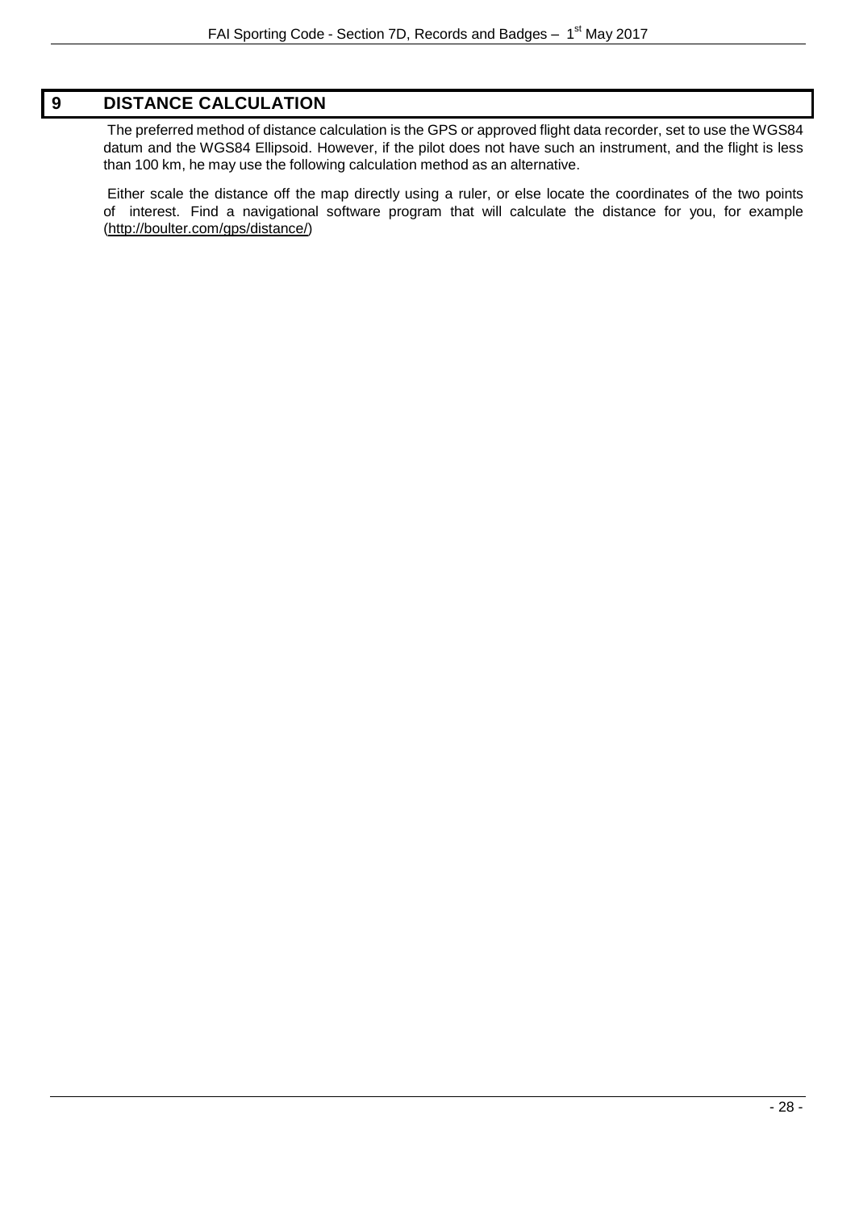# 9 DISTANCE CALCULATION

The preferred method of distance calculation is the GPS or approved flight data recorder, set to use the WGS84 datum and the WGS84 Ellipsoid. However, if the pilot does not have such an instrument, and the flight is less than 100 km, he may use the following calculation method as an alternative.

Either scale the distance off the map directly using a ruler, or else locate the coordinates of the two points of interest. Find a navigational software program that will calculate the distance for you, for example (http://boulter.com/gps/distance/)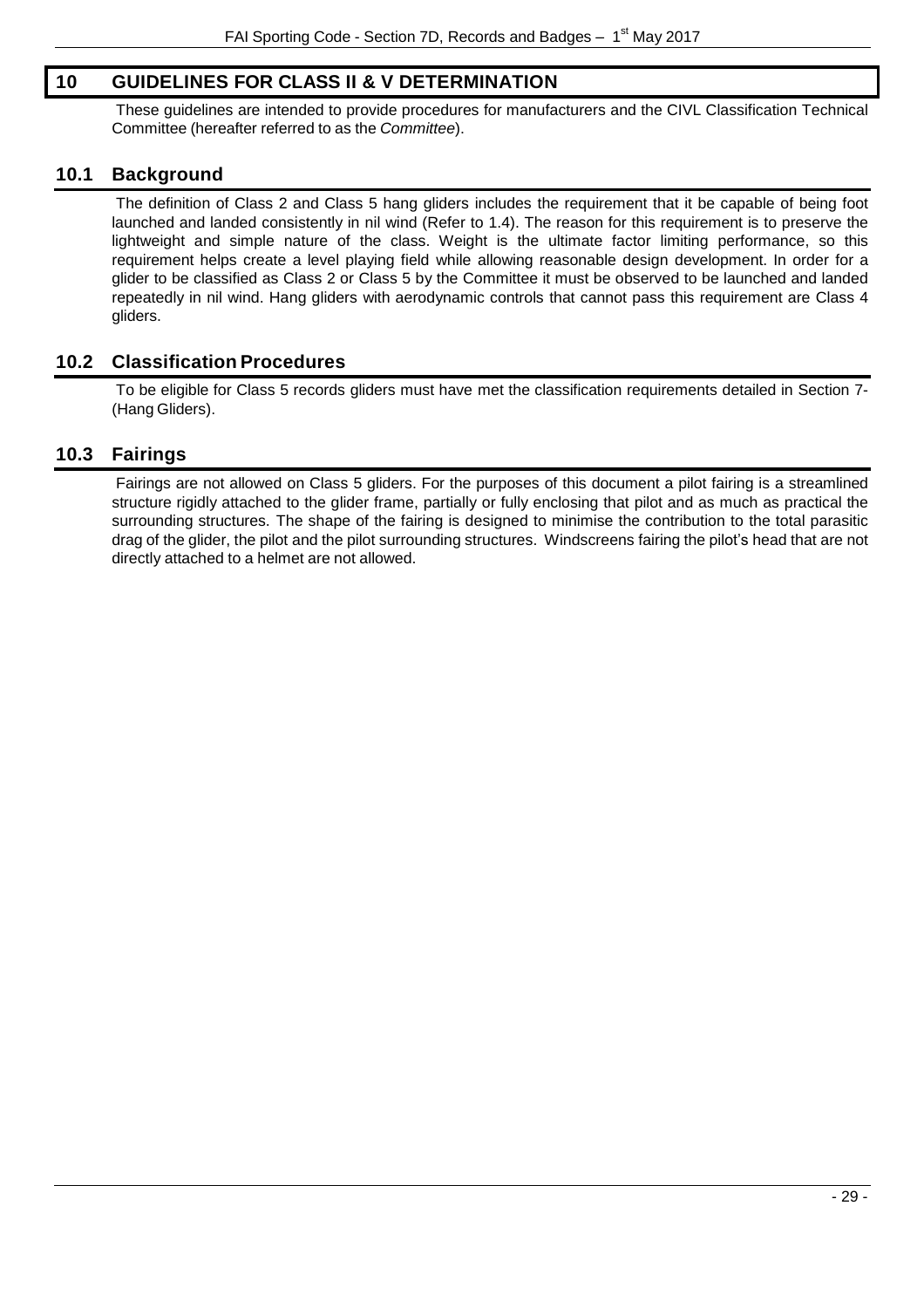# 10 GUIDELINES FOR CLASS II & V DETERMINATION

These guidelines are intended to provide procedures for manufacturers and the CIVL Classification Technical Committee (hereafter referred to as the *Committee*).

## 10.1 Background

The definition of Class 2 and Class 5 hang gliders includes the requirement that it be capable of being foot launched and landed consistently in nil wind (Refer to 1.4). The reason for this requirement is to preserve the lightweight and simple nature of the class. Weight is the ultimate factor limiting performance, so this requirement helps create a level playing field while allowing reasonable design development. In order for a glider to be classified as Class 2 or Class 5 by the Committee it must be observed to be launched and landed repeatedly in nil wind. Hang gliders with aerodynamic controls that cannot pass this requirement are Class 4 gliders.

## 10.2 Classification Procedures

To be eligible for Class 5 records gliders must have met the classification requirements detailed in Section 7-(Hang Gliders).

## 10.3 Fairings

Fairings are not allowed on Class 5 gliders. For the purposes of this document a pilot fairing is a streamlined structure rigidly attached to the glider frame, partially or fully enclosing that pilot and as much as practical the surrounding structures. The shape of the fairing is designed to minimise the contribution to the total parasitic drag of the glider, the pilot and the pilot surrounding structures. Windscreens fairing the pilot's head that are not directly attached to a helmet are not allowed.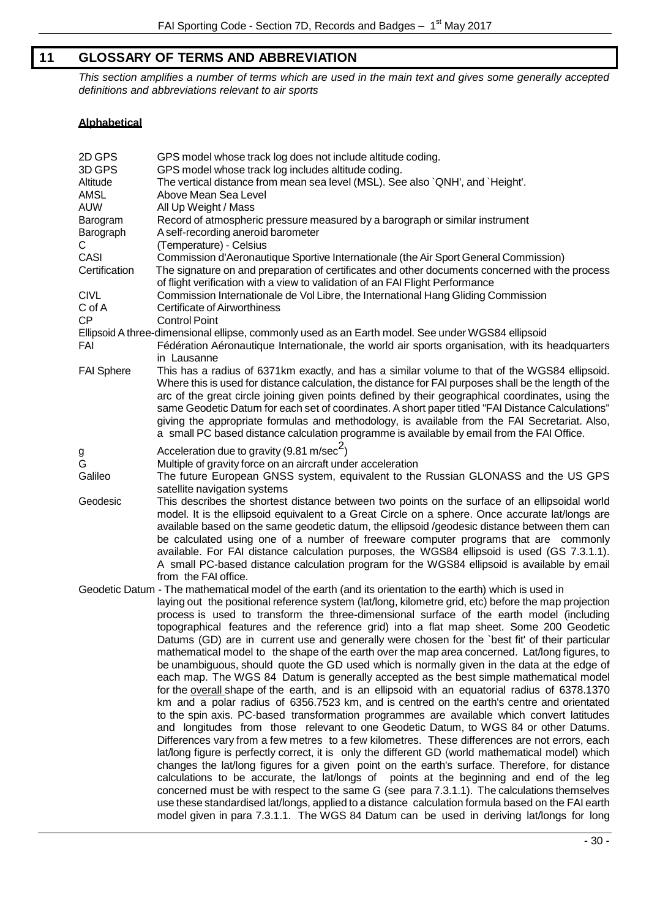# 11 GLOSSARY OF TERMS AND ABBREVIATION

*This section amplifies a number of terms which are used in the main text and gives some generally accepted definitions and abbreviations relevant to air sports*

**Alphabetical**

| | |
|---|---|
| 2D GPS | GPS model whose track log does not include altitude coding. |
| 3D GPS | GPS model whose track log includes altitude coding. |
| Altitude | The vertical distance from mean sea level (MSL). See also `QNH', and `Height'. |
| AMSL | Above Mean Sea Level |
| AUW | All Up Weight / Mass |
| Barogram | Record of atmospheric pressure measured by a barograph or similar instrument |
| Barograph | A self-recording aneroid barometer |
| C | (Temperature) - Celsius |
| CASI | Commission d'Aeronautique Sportive Internationale (the Air Sport General Commission) |
| Certification | The signature on and preparation of certificates and other documents concerned with the process of flight verification with a view to validation of an FAI Flight Performance |
| CIVL | Commission Internationale de Vol Libre, the International Hang Gliding Commission |
| C of A | Certificate of Airworthiness |
| CP | Control Point |
| Ellipsoid | A three-dimensional ellipse, commonly used as an Earth model. See under WGS84 ellipsoid |
| FAI | Fédération Aéronautique Internationale, the world air sports organisation, with its headquarters in Lausanne |
| FAI Sphere | This has a radius of 6371km exactly, and has a similar volume to that of the WGS84 ellipsoid. Where this is used for distance calculation, the distance for FAI purposes shall be the length of the arc of the great circle joining given points defined by their geographical coordinates, using the same Geodetic Datum for each set of coordinates. A short paper titled "FAI Distance Calculations" giving the appropriate formulas and methodology, is available from the FAI Secretariat. Also, a small PC based distance calculation programme is available by email from the FAI Office. |
| g | Acceleration due to gravity (9.81 m/sec$^2$) |
| G | Multiple of gravity force on an aircraft under acceleration |
| Galileo | The future European GNSS system, equivalent to the Russian GLONASS and the US GPS satellite navigation systems |
| Geodesic | This describes the shortest distance between two points on the surface of an ellipsoidal world model. It is the ellipsoid equivalent to a Great Circle on a sphere. Once accurate lat/longs are available based on the same geodetic datum, the ellipsoid /geodesic distance between them can be calculated using one of a number of freeware computer programs that are commonly available. For FAI distance calculation purposes, the WGS84 ellipsoid is used (GS 7.3.1.1). A small PC-based distance calculation program for the WGS84 ellipsoid is available by email from the FAI office. |
| Geodetic Datum | The mathematical model of the earth (and its orientation to the earth) which is used in laying out the positional reference system (lat/long, kilometre grid, etc) before the map projection process is used to transform the three-dimensional surface of the earth model (including topographical features and the reference grid) into a flat map sheet. Some 200 Geodetic Datums (GD) are in current use and generally were chosen for the `best fit' of their particular mathematical model to the shape of the earth over the map area concerned. Lat/long figures, to be unambiguous, should quote the GD used which is normally given in the data at the edge of each map. The WGS 84 Datum is generally accepted as the best simple mathematical model for the overall shape of the earth, and is an ellipsoid with an equatorial radius of 6378.1370 km and a polar radius of 6356.7523 km, and is centred on the earth's centre and orientated to the spin axis. PC-based transformation programmes are available which convert latitudes and longitudes from those relevant to one Geodetic Datum, to WGS 84 or other Datums. Differences vary from a few metres to a few kilometres. These differences are not errors, each lat/long figure is perfectly correct, it is only the different GD (world mathematical model) which changes the lat/long figures for a given point on the earth's surface. Therefore, for distance calculations to be accurate, the lat/longs of points at the beginning and end of the leg concerned must be with respect to the same G (see para 7.3.1.1). The calculations themselves use these standardised lat/longs, applied to a distance calculation formula based on the FAI earth model given in para 7.3.1.1. The WGS 84 Datum can be used in deriving lat/longs for long |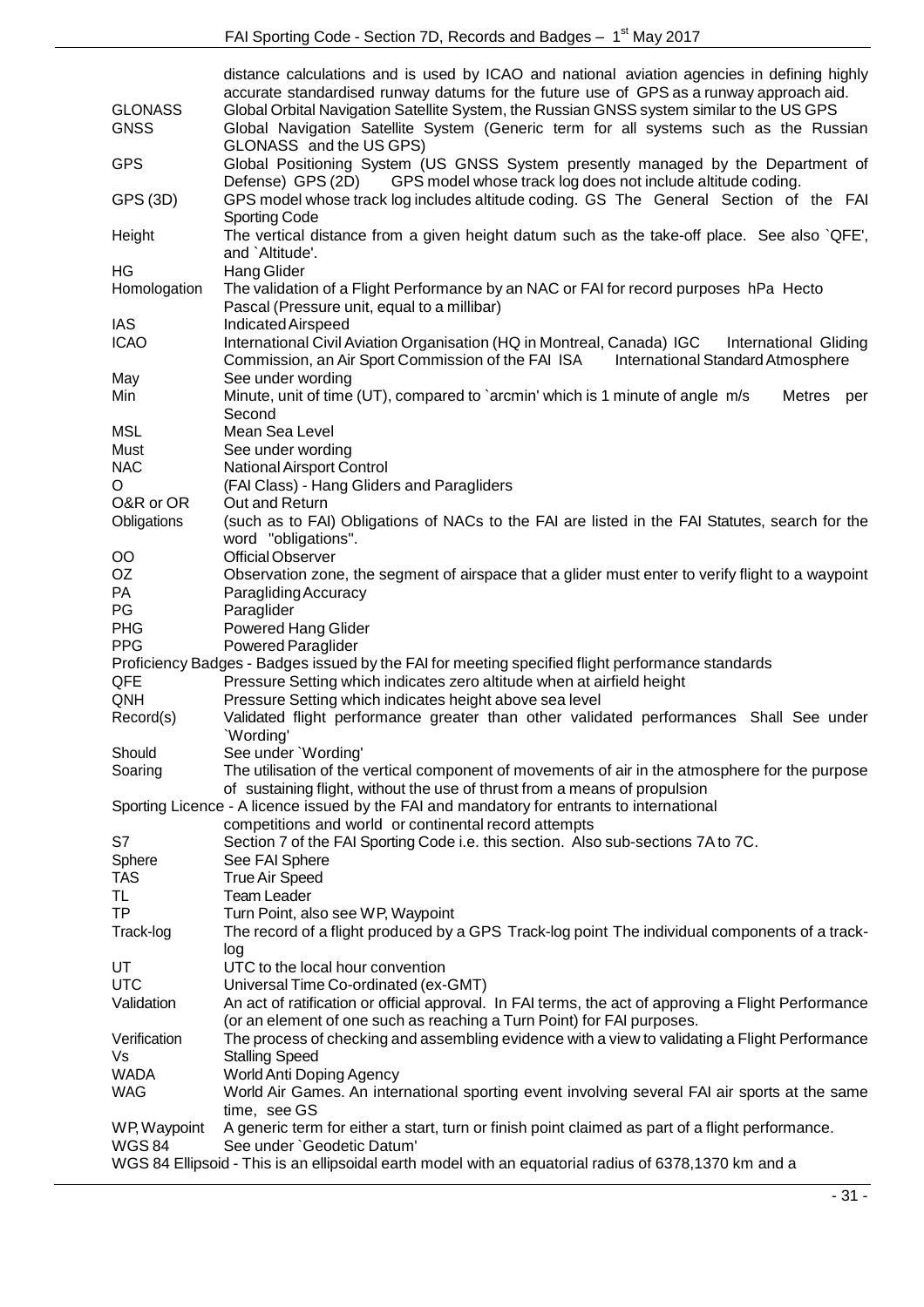| | |
|---|---|
| | distance calculations and is used by ICAO and national aviation agencies in defining highly accurate standardised runway datums for the future use of GPS as a runway approach aid. |
| GLONASS | Global Orbital Navigation Satellite System, the Russian GNSS system similar to the US GPS |
| GNSS | Global Navigation Satellite System (Generic term for all systems such as the Russian GLONASS and the US GPS) |
| GPS | Global Positioning System (US GNSS System presently managed by the Department of Defense) GPS (2D) GPS model whose track log does not include altitude coding. |
| GPS (3D) | GPS model whose track log includes altitude coding. GS The General Section of the FAI Sporting Code |
| Height | The vertical distance from a given height datum such as the take-off place. See also `QFE', and `Altitude'. |
| HG | Hang Glider |
| Homologation | The validation of a Flight Performance by an NAC or FAI for record purposes hPa Hecto Pascal (Pressure unit, equal to a millibar) |
| IAS | Indicated Airspeed |
| ICAO | International Civil Aviation Organisation (HQ in Montreal, Canada) IGC International Gliding Commission, an Air Sport Commission of the FAI ISA International Standard Atmosphere |
| May | See under wording |
| Min | Minute, unit of time (UT), compared to `arcmin' which is 1 minute of angle m/s Metres per Second |
| MSL | Mean Sea Level |
| Must | See under wording |
| NAC | National Airsport Control |
| O | (FAI Class) - Hang Gliders and Paragliders |
| O&R or OR | Out and Return |
| Obligations | (such as to FAI) Obligations of NACs to the FAI are listed in the FAI Statutes, search for the word "obligations". |
| OO | Official Observer |
| OZ | Observation zone, the segment of airspace that a glider must enter to verify flight to a waypoint |
| PA | Paragliding Accuracy |
| PG | Paraglider |
| PHG | Powered Hang Glider |
| PPG | Powered Paraglider |

Proficiency Badges - Badges issued by the FAI for meeting specified flight performance standards

| | |
|---|---|
| QFE | Pressure Setting which indicates zero altitude when at airfield height |
| QNH | Pressure Setting which indicates height above sea level |
| Record(s) | Validated flight performance greater than other validated performances Shall See under `Wording' |
| Should | See under `Wording' |
| Soaring | The utilisation of the vertical component of movements of air in the atmosphere for the purpose of sustaining flight, without the use of thrust from a means of propulsion |

Sporting Licence - A licence issued by the FAI and mandatory for entrants to international competitions and world or continental record attempts

| | |
|---|---|
| S7 | Section 7 of the FAI Sporting Code i.e. this section. Also sub-sections 7A to 7C. |
| Sphere | See FAI Sphere |
| TAS | True Air Speed |
| TL | Team Leader |
| TP | Turn Point, also see WP, Waypoint |
| Track-log | The record of a flight produced by a GPS Track-log point The individual components of a track-log |
| UT | UTC to the local hour convention |
| UTC | Universal Time Co-ordinated (ex-GMT) |
| Validation | An act of ratification or official approval. In FAI terms, the act of approving a Flight Performance (or an element of one such as reaching a Turn Point) for FAI purposes. |
| Verification | The process of checking and assembling evidence with a view to validating a Flight Performance |
| Vs | Stalling Speed |
| WADA | World Anti Doping Agency |
| WAG | World Air Games. An international sporting event involving several FAI air sports at the same time, see GS |
| WP, Waypoint | A generic term for either a start, turn or finish point claimed as part of a flight performance. |
| WGS 84 | See under `Geodetic Datum' |

WGS 84 Ellipsoid - This is an ellipsoidal earth model with an equatorial radius of 6378,1370 km and a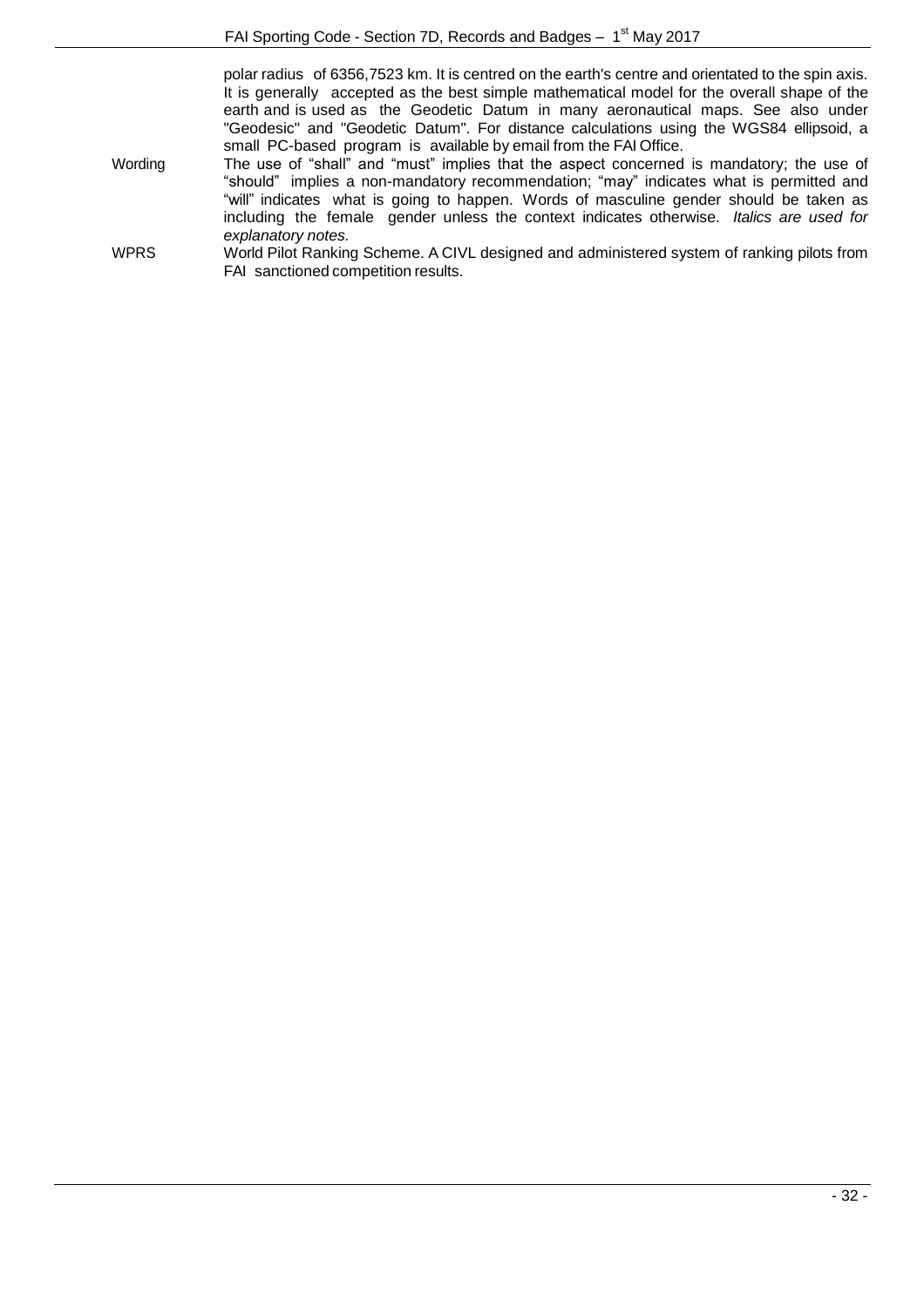polar radius of 6356,7523 km. It is centred on the earth's centre and orientated to the spin axis. It is generally accepted as the best simple mathematical model for the overall shape of the earth and is used as the Geodetic Datum in many aeronautical maps. See also under "Geodesic" and "Geodetic Datum". For distance calculations using the WGS84 ellipsoid, a small PC-based program is available by email from the FAI Office.

**Wording** — The use of "shall" and "must" implies that the aspect concerned is mandatory; the use of "should" implies a non-mandatory recommendation; "may" indicates what is permitted and "will" indicates what is going to happen. Words of masculine gender should be taken as including the female gender unless the context indicates otherwise. *Italics are used for explanatory notes.*

**WPRS** — World Pilot Ranking Scheme. A CIVL designed and administered system of ranking pilots from FAI sanctioned competition results.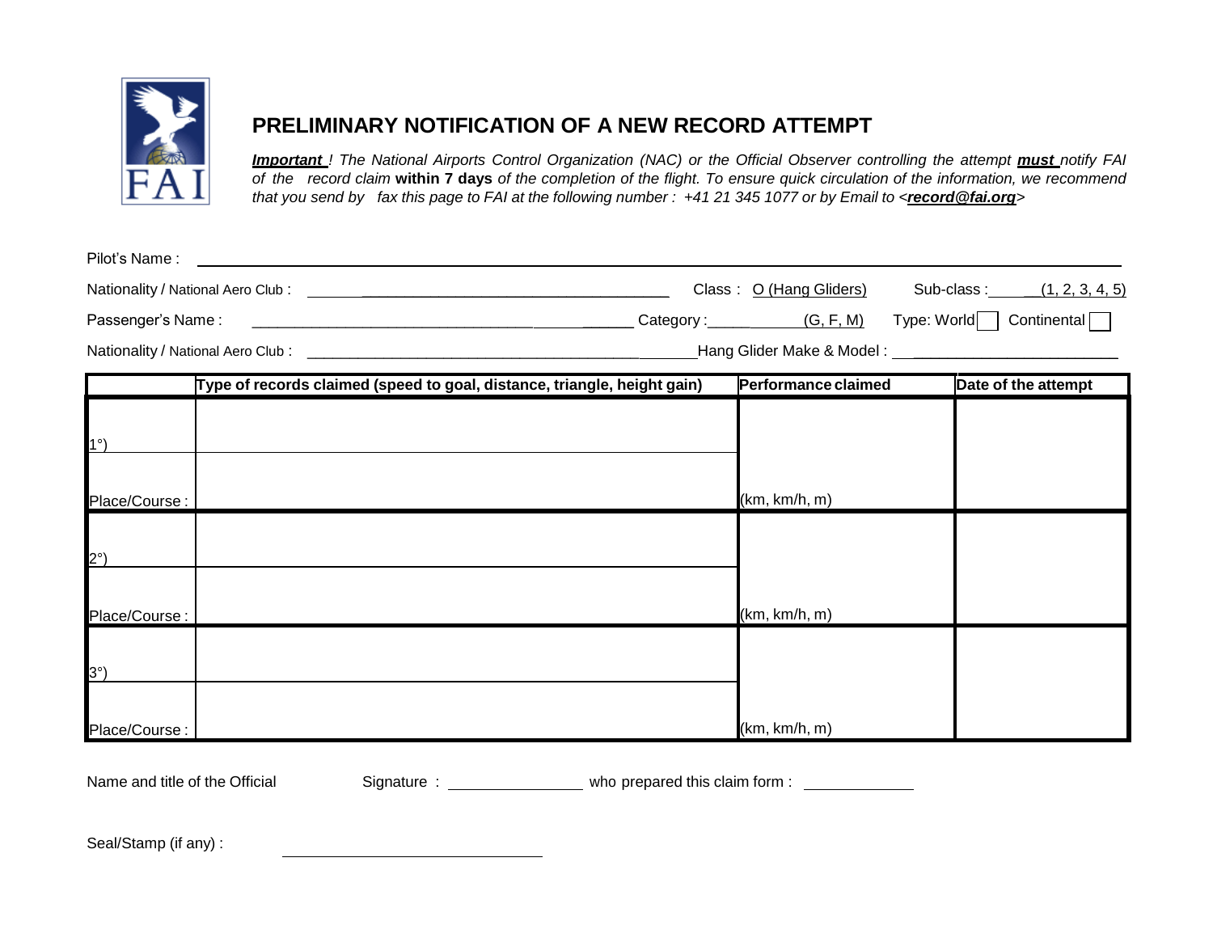## PRELIMINARY NOTIFICATION OF A NEW RECORD ATTEMPT

***Important*** *! The National Airports Control Organization (NAC) or the Official Observer controlling the attempt* ***must*** *notify FAI of the record claim* **within 7 days** *of the completion of the flight. To ensure quick circulation of the information, we recommend that you send by fax this page to FAI at the following number : +41 21 345 1077 or by Email to <****record@fai.org****>*

Pilot's Name : ______________________________________________

Nationality / National Aero Club : ______________________________ Class : O (Hang Gliders) Sub-class : ______(1, 2, 3, 4, 5)

Passenger's Name : ______________________________ Category :__________(G, F, M) Type: World ☐ Continental ☐

Nationality / National Aero Club : ______________________________ Hang Glider Make & Model : ______________________

| | Type of records claimed (speed to goal, distance, triangle, height gain) | Performance claimed | Date of the attempt |
|---|---|---|---|
| 1°) | | | |
| Place/Course : | | (km, km/h, m) | |
| 2°) | | | |
| Place/Course : | | (km, km/h, m) | |
| 3°) | | | |
| Place/Course : | | (km, km/h, m) | |

Name and title of the Official Signature : ______________ who prepared this claim form : ____________

Seal/Stamp (if any) : ______________________